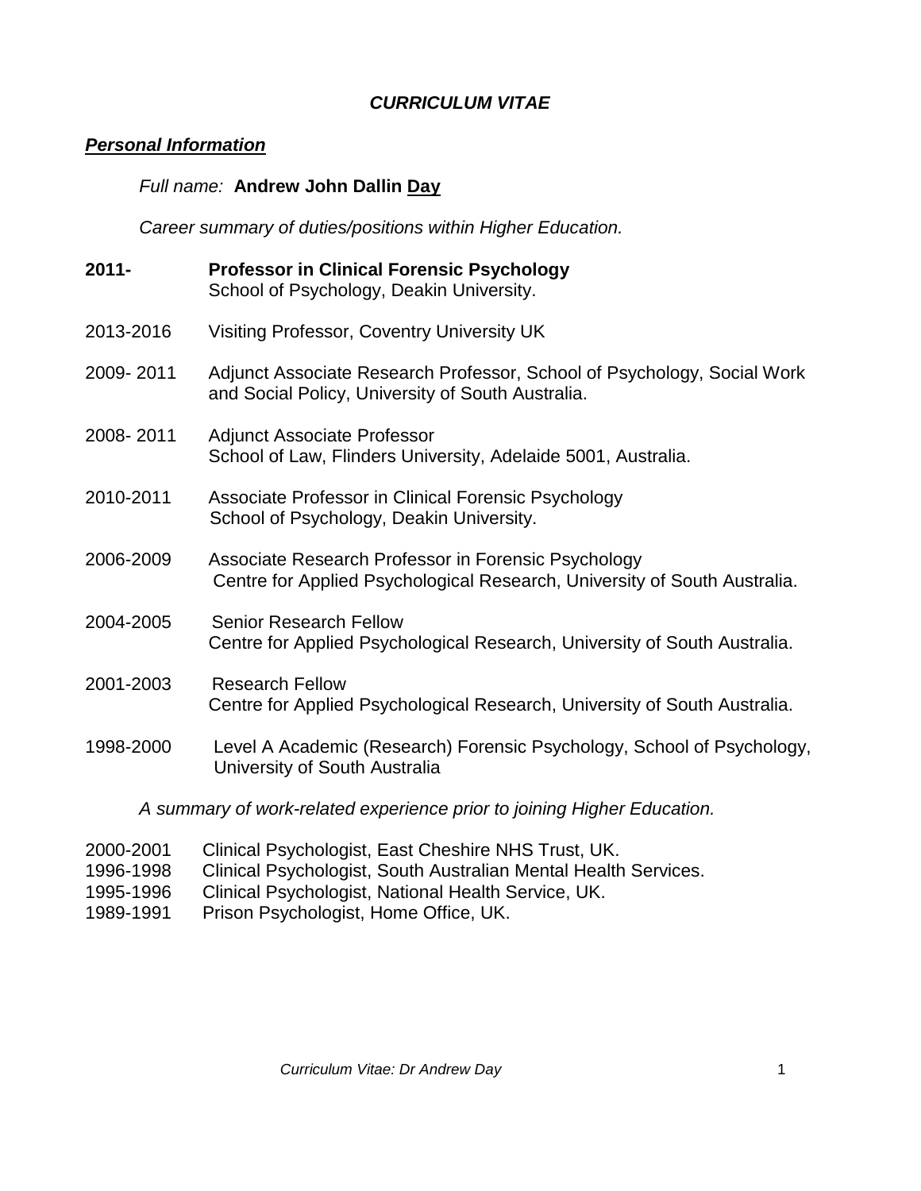# *CURRICULUM VITAE*

## ***Personal Information***

*Full name:* **Andrew John Dallin Day**

*Career summary of duties/positions within Higher Education.*

**2011-** **Professor in Clinical Forensic Psychology**
School of Psychology, Deakin University.

2013-2016 Visiting Professor, Coventry University UK

2009- 2011 Adjunct Associate Research Professor, School of Psychology, Social Work and Social Policy, University of South Australia.

2008- 2011 Adjunct Associate Professor
School of Law, Flinders University, Adelaide 5001, Australia.

2010-2011 Associate Professor in Clinical Forensic Psychology
School of Psychology, Deakin University.

2006-2009 Associate Research Professor in Forensic Psychology
Centre for Applied Psychological Research, University of South Australia.

2004-2005 Senior Research Fellow
Centre for Applied Psychological Research, University of South Australia.

2001-2003 Research Fellow
Centre for Applied Psychological Research, University of South Australia.

1998-2000 Level A Academic (Research) Forensic Psychology, School of Psychology, University of South Australia

*A summary of work-related experience prior to joining Higher Education.*

2000-2001 Clinical Psychologist, East Cheshire NHS Trust, UK.
1996-1998 Clinical Psychologist, South Australian Mental Health Services.
1995-1996 Clinical Psychologist, National Health Service, UK.
1989-1991 Prison Psychologist, Home Office, UK.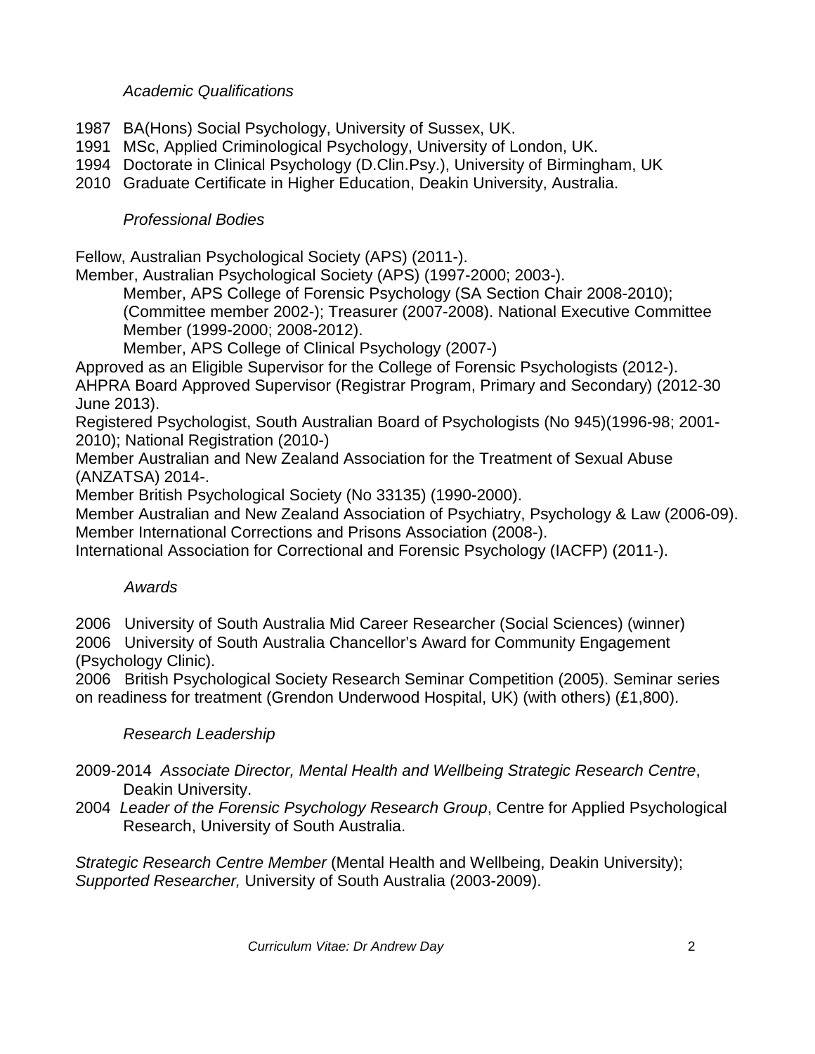### *Academic Qualifications*

1987 BA(Hons) Social Psychology, University of Sussex, UK.
1991 MSc, Applied Criminological Psychology, University of London, UK.
1994 Doctorate in Clinical Psychology (D.Clin.Psy.), University of Birmingham, UK
2010 Graduate Certificate in Higher Education, Deakin University, Australia.

### *Professional Bodies*

Fellow, Australian Psychological Society (APS) (2011-).
Member, Australian Psychological Society (APS) (1997-2000; 2003-).
 Member, APS College of Forensic Psychology (SA Section Chair 2008-2010); (Committee member 2002-); Treasurer (2007-2008). National Executive Committee Member (1999-2000; 2008-2012).
 Member, APS College of Clinical Psychology (2007-)
Approved as an Eligible Supervisor for the College of Forensic Psychologists (2012-).
AHPRA Board Approved Supervisor (Registrar Program, Primary and Secondary) (2012-30 June 2013).
Registered Psychologist, South Australian Board of Psychologists (No 945)(1996-98; 2001-2010); National Registration (2010-)
Member Australian and New Zealand Association for the Treatment of Sexual Abuse (ANZATSA) 2014-.
Member British Psychological Society (No 33135) (1990-2000).
Member Australian and New Zealand Association of Psychiatry, Psychology & Law (2006-09).
Member International Corrections and Prisons Association (2008-).
International Association for Correctional and Forensic Psychology (IACFP) (2011-).

### *Awards*

2006 University of South Australia Mid Career Researcher (Social Sciences) (winner)
2006 University of South Australia Chancellor's Award for Community Engagement (Psychology Clinic).
2006 British Psychological Society Research Seminar Competition (2005). Seminar series on readiness for treatment (Grendon Underwood Hospital, UK) (with others) (£1,800).

### *Research Leadership*

2009-2014 *Associate Director, Mental Health and Wellbeing Strategic Research Centre*, Deakin University.
2004 *Leader of the Forensic Psychology Research Group*, Centre for Applied Psychological Research, University of South Australia.

*Strategic Research Centre Member* (Mental Health and Wellbeing, Deakin University); *Supported Researcher,* University of South Australia (2003-2009).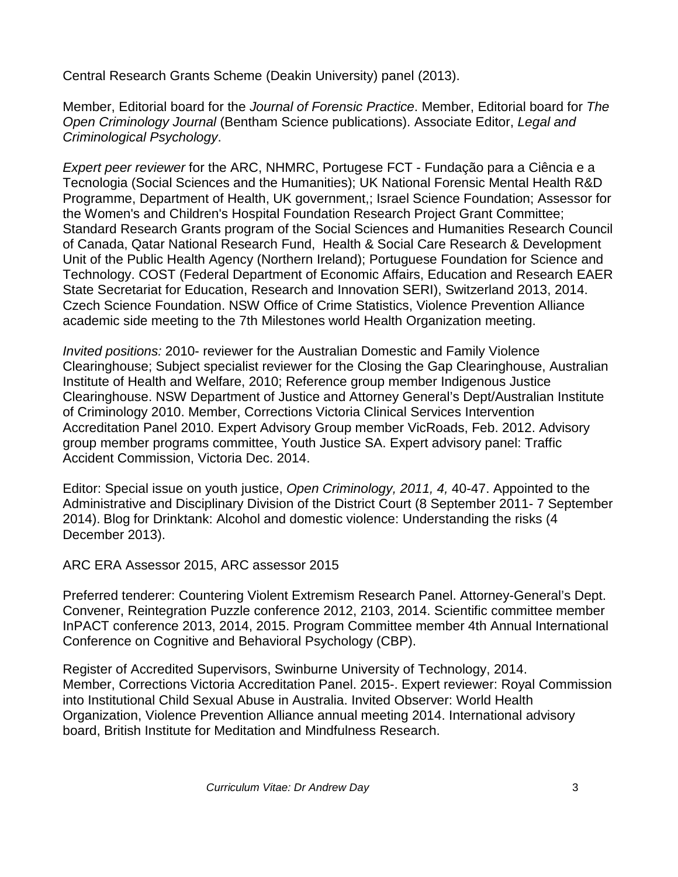Central Research Grants Scheme (Deakin University) panel (2013).

Member, Editorial board for the *Journal of Forensic Practice*. Member, Editorial board for *The Open Criminology Journal* (Bentham Science publications). Associate Editor, *Legal and Criminological Psychology*.

*Expert peer reviewer* for the ARC, NHMRC, Portugese FCT - Fundação para a Ciência e a Tecnologia (Social Sciences and the Humanities); UK National Forensic Mental Health R&D Programme, Department of Health, UK government,; Israel Science Foundation; Assessor for the Women's and Children's Hospital Foundation Research Project Grant Committee; Standard Research Grants program of the Social Sciences and Humanities Research Council of Canada, Qatar National Research Fund, Health & Social Care Research & Development Unit of the Public Health Agency (Northern Ireland); Portuguese Foundation for Science and Technology. COST (Federal Department of Economic Affairs, Education and Research EAER State Secretariat for Education, Research and Innovation SERI), Switzerland 2013, 2014. Czech Science Foundation. NSW Office of Crime Statistics, Violence Prevention Alliance academic side meeting to the 7th Milestones world Health Organization meeting.

*Invited positions:* 2010- reviewer for the Australian Domestic and Family Violence Clearinghouse; Subject specialist reviewer for the Closing the Gap Clearinghouse, Australian Institute of Health and Welfare, 2010; Reference group member Indigenous Justice Clearinghouse. NSW Department of Justice and Attorney General's Dept/Australian Institute of Criminology 2010. Member, Corrections Victoria Clinical Services Intervention Accreditation Panel 2010. Expert Advisory Group member VicRoads, Feb. 2012. Advisory group member programs committee, Youth Justice SA. Expert advisory panel: Traffic Accident Commission, Victoria Dec. 2014.

Editor: Special issue on youth justice, *Open Criminology, 2011, 4,* 40-47. Appointed to the Administrative and Disciplinary Division of the District Court (8 September 2011- 7 September 2014). Blog for Drinktank: Alcohol and domestic violence: Understanding the risks (4 December 2013).

ARC ERA Assessor 2015, ARC assessor 2015

Preferred tenderer: Countering Violent Extremism Research Panel. Attorney-General's Dept. Convener, Reintegration Puzzle conference 2012, 2103, 2014. Scientific committee member InPACT conference 2013, 2014, 2015. Program Committee member 4th Annual International Conference on Cognitive and Behavioral Psychology (CBP).

Register of Accredited Supervisors, Swinburne University of Technology, 2014. Member, Corrections Victoria Accreditation Panel. 2015-. Expert reviewer: Royal Commission into Institutional Child Sexual Abuse in Australia. Invited Observer: World Health Organization, Violence Prevention Alliance annual meeting 2014. International advisory board, British Institute for Meditation and Mindfulness Research.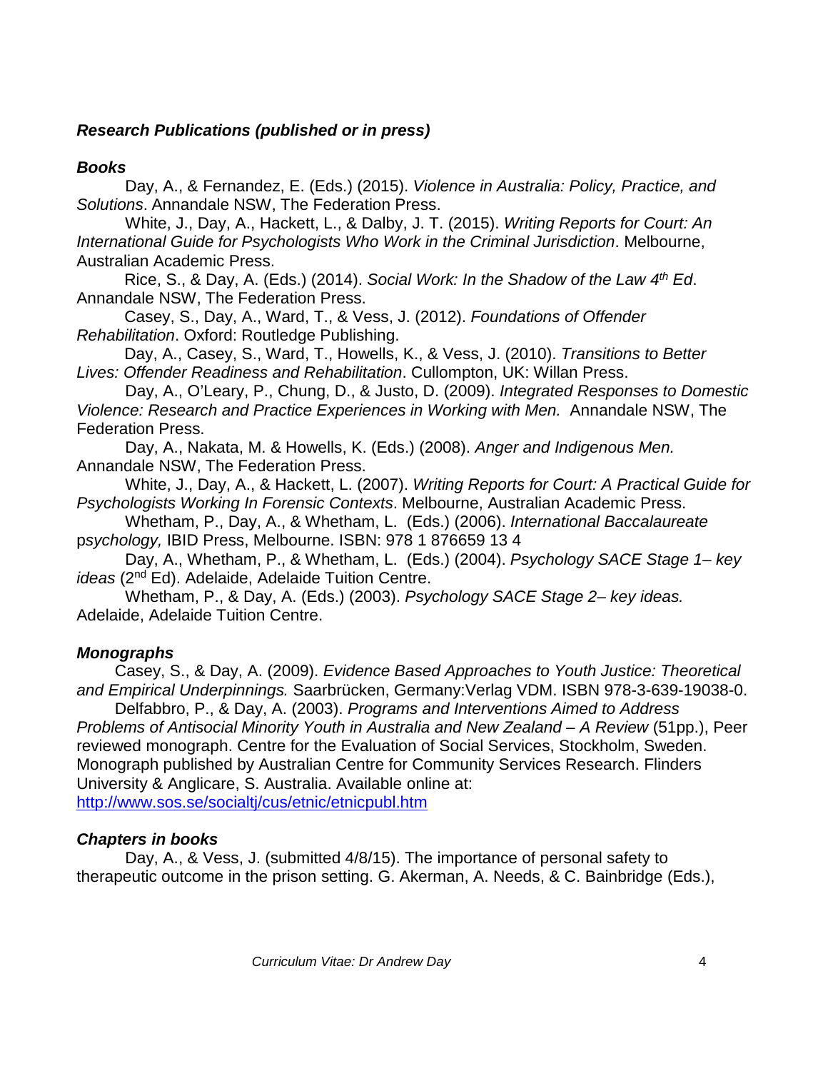***Research Publications (published or in press)***

***Books***

Day, A., & Fernandez, E. (Eds.) (2015). *Violence in Australia: Policy, Practice, and Solutions*. Annandale NSW, The Federation Press.

White, J., Day, A., Hackett, L., & Dalby, J. T. (2015). *Writing Reports for Court: An International Guide for Psychologists Who Work in the Criminal Jurisdiction*. Melbourne, Australian Academic Press.

Rice, S., & Day, A. (Eds.) (2014). *Social Work: In the Shadow of the Law 4th Ed*. Annandale NSW, The Federation Press.

Casey, S., Day, A., Ward, T., & Vess, J. (2012). *Foundations of Offender Rehabilitation*. Oxford: Routledge Publishing.

Day, A., Casey, S., Ward, T., Howells, K., & Vess, J. (2010). *Transitions to Better Lives: Offender Readiness and Rehabilitation*. Cullompton, UK: Willan Press.

Day, A., O'Leary, P., Chung, D., & Justo, D. (2009). *Integrated Responses to Domestic Violence: Research and Practice Experiences in Working with Men.* Annandale NSW, The Federation Press.

Day, A., Nakata, M. & Howells, K. (Eds.) (2008). *Anger and Indigenous Men.* Annandale NSW, The Federation Press.

White, J., Day, A., & Hackett, L. (2007). *Writing Reports for Court: A Practical Guide for Psychologists Working In Forensic Contexts*. Melbourne, Australian Academic Press.

Whetham, P., Day, A., & Whetham, L. (Eds.) (2006). *International Baccalaureate psychology,* IBID Press, Melbourne. ISBN: 978 1 876659 13 4

Day, A., Whetham, P., & Whetham, L. (Eds.) (2004). *Psychology SACE Stage 1– key ideas* (2nd Ed). Adelaide, Adelaide Tuition Centre.

Whetham, P., & Day, A. (Eds.) (2003). *Psychology SACE Stage 2– key ideas.* Adelaide, Adelaide Tuition Centre.

***Monographs***

Casey, S., & Day, A. (2009). *Evidence Based Approaches to Youth Justice: Theoretical and Empirical Underpinnings.* Saarbrücken, Germany:Verlag VDM. ISBN 978-3-639-19038-0.

Delfabbro, P., & Day, A. (2003). *Programs and Interventions Aimed to Address Problems of Antisocial Minority Youth in Australia and New Zealand – A Review* (51pp.), Peer reviewed monograph. Centre for the Evaluation of Social Services, Stockholm, Sweden. Monograph published by Australian Centre for Community Services Research. Flinders University & Anglicare, S. Australia. Available online at: http://www.sos.se/socialtj/cus/etnic/etnicpubl.htm

***Chapters in books***

Day, A., & Vess, J. (submitted 4/8/15). The importance of personal safety to therapeutic outcome in the prison setting. G. Akerman, A. Needs, & C. Bainbridge (Eds.),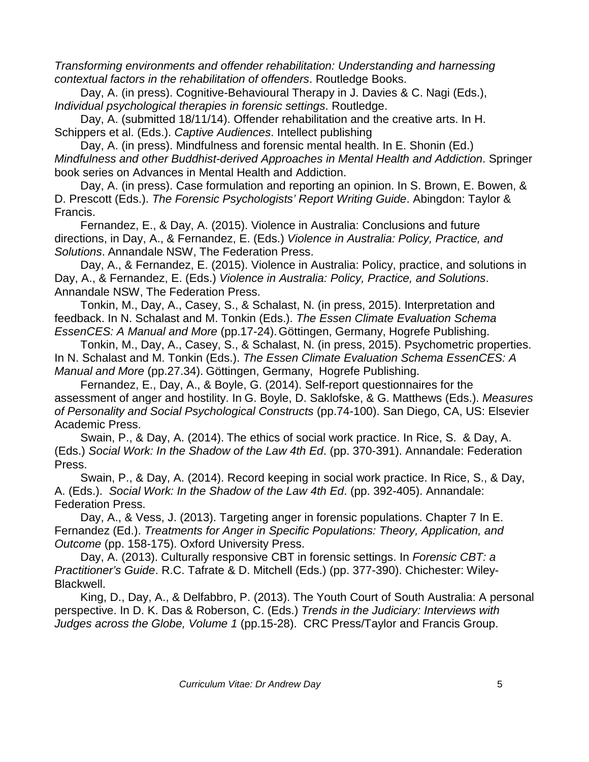*Transforming environments and offender rehabilitation: Understanding and harnessing contextual factors in the rehabilitation of offenders*. Routledge Books.

Day, A. (in press). Cognitive-Behavioural Therapy in J. Davies & C. Nagi (Eds.), *Individual psychological therapies in forensic settings*. Routledge.

Day, A. (submitted 18/11/14). Offender rehabilitation and the creative arts. In H. Schippers et al. (Eds.). *Captive Audiences*. Intellect publishing

Day, A. (in press). Mindfulness and forensic mental health. In E. Shonin (Ed.) *Mindfulness and other Buddhist-derived Approaches in Mental Health and Addiction*. Springer book series on Advances in Mental Health and Addiction.

Day, A. (in press). Case formulation and reporting an opinion. In S. Brown, E. Bowen, & D. Prescott (Eds.). *The Forensic Psychologists' Report Writing Guide*. Abingdon: Taylor & Francis.

Fernandez, E., & Day, A. (2015). Violence in Australia: Conclusions and future directions, in Day, A., & Fernandez, E. (Eds.) *Violence in Australia: Policy, Practice, and Solutions*. Annandale NSW, The Federation Press.

Day, A., & Fernandez, E. (2015). Violence in Australia: Policy, practice, and solutions in Day, A., & Fernandez, E. (Eds.) *Violence in Australia: Policy, Practice, and Solutions*. Annandale NSW, The Federation Press.

Tonkin, M., Day, A., Casey, S., & Schalast, N. (in press, 2015). Interpretation and feedback. In N. Schalast and M. Tonkin (Eds.). *The Essen Climate Evaluation Schema EssenCES: A Manual and More* (pp.17-24). Göttingen, Germany, Hogrefe Publishing.

Tonkin, M., Day, A., Casey, S., & Schalast, N. (in press, 2015). Psychometric properties. In N. Schalast and M. Tonkin (Eds.). *The Essen Climate Evaluation Schema EssenCES: A Manual and More* (pp.27.34). Göttingen, Germany, Hogrefe Publishing.

Fernandez, E., Day, A., & Boyle, G. (2014). Self-report questionnaires for the assessment of anger and hostility. In G. Boyle, D. Saklofske, & G. Matthews (Eds.). *Measures of Personality and Social Psychological Constructs* (pp.74-100). San Diego, CA, US: Elsevier Academic Press.

Swain, P., & Day, A. (2014). The ethics of social work practice. In Rice, S. & Day, A. (Eds.) *Social Work: In the Shadow of the Law 4th Ed*. (pp. 370-391). Annandale: Federation Press.

Swain, P., & Day, A. (2014). Record keeping in social work practice. In Rice, S., & Day, A. (Eds.). *Social Work: In the Shadow of the Law 4th Ed*. (pp. 392-405). Annandale: Federation Press.

Day, A., & Vess, J. (2013). Targeting anger in forensic populations. Chapter 7 In E. Fernandez (Ed.). *Treatments for Anger in Specific Populations: Theory, Application, and Outcome* (pp. 158-175). Oxford University Press.

Day, A. (2013). Culturally responsive CBT in forensic settings. In *Forensic CBT: a Practitioner's Guide*. R.C. Tafrate & D. Mitchell (Eds.) (pp. 377-390). Chichester: Wiley-Blackwell.

King, D., Day, A., & Delfabbro, P. (2013). The Youth Court of South Australia: A personal perspective. In D. K. Das & Roberson, C. (Eds.) *Trends in the Judiciary: Interviews with Judges across the Globe, Volume 1* (pp.15-28). CRC Press/Taylor and Francis Group.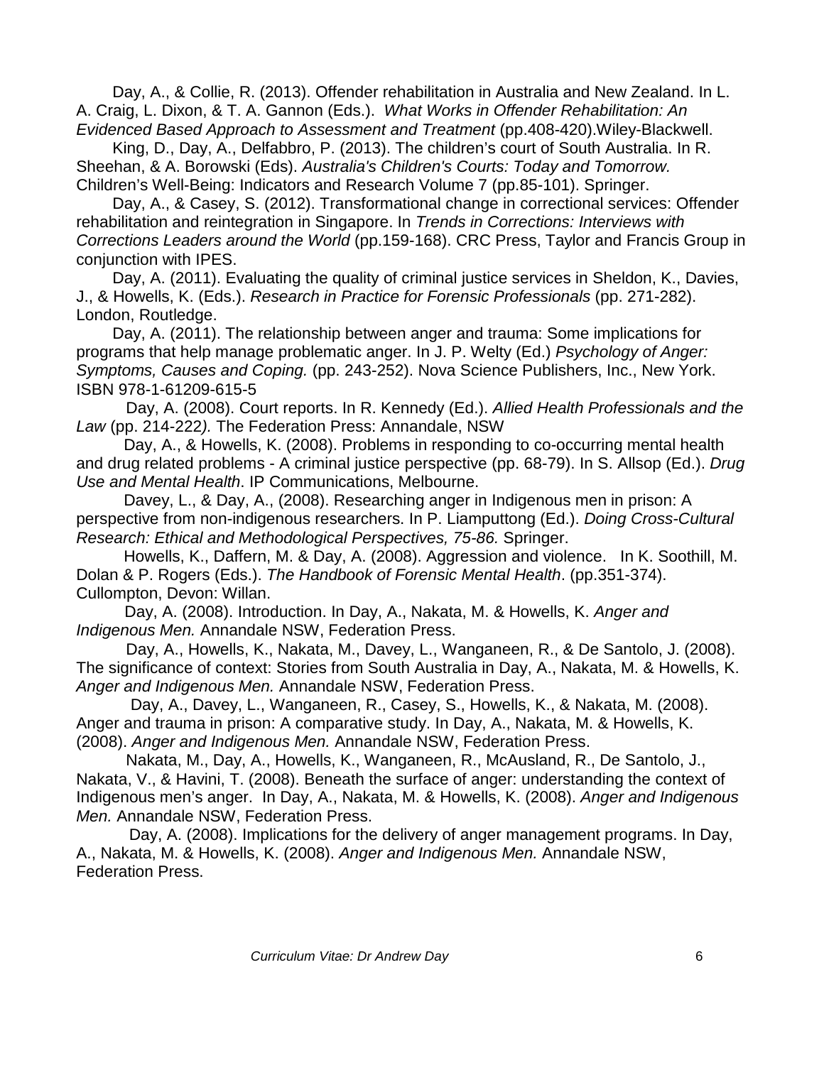Day, A., & Collie, R. (2013). Offender rehabilitation in Australia and New Zealand. In L. A. Craig, L. Dixon, & T. A. Gannon (Eds.). *What Works in Offender Rehabilitation: An Evidenced Based Approach to Assessment and Treatment* (pp.408-420).Wiley-Blackwell.

King, D., Day, A., Delfabbro, P. (2013). The children's court of South Australia. In R. Sheehan, & A. Borowski (Eds). *Australia's Children's Courts: Today and Tomorrow.* Children's Well-Being: Indicators and Research Volume 7 (pp.85-101). Springer.

Day, A., & Casey, S. (2012). Transformational change in correctional services: Offender rehabilitation and reintegration in Singapore. In *Trends in Corrections: Interviews with Corrections Leaders around the World* (pp.159-168). CRC Press, Taylor and Francis Group in conjunction with IPES.

Day, A. (2011). Evaluating the quality of criminal justice services in Sheldon, K., Davies, J., & Howells, K. (Eds.). *Research in Practice for Forensic Professionals* (pp. 271-282). London, Routledge.

Day, A. (2011). The relationship between anger and trauma: Some implications for programs that help manage problematic anger. In J. P. Welty (Ed.) *Psychology of Anger: Symptoms, Causes and Coping.* (pp. 243-252). Nova Science Publishers, Inc., New York. ISBN 978-1-61209-615-5

Day, A. (2008). Court reports. In R. Kennedy (Ed.). *Allied Health Professionals and the Law* (pp. 214-222*).* The Federation Press: Annandale, NSW

Day, A., & Howells, K. (2008). Problems in responding to co-occurring mental health and drug related problems - A criminal justice perspective (pp. 68-79). In S. Allsop (Ed.). *Drug Use and Mental Health*. IP Communications, Melbourne.

Davey, L., & Day, A., (2008). Researching anger in Indigenous men in prison: A perspective from non-indigenous researchers. In P. Liamputtong (Ed.). *Doing Cross-Cultural Research: Ethical and Methodological Perspectives, 75-86.* Springer.

Howells, K., Daffern, M. & Day, A. (2008). Aggression and violence. In K. Soothill, M. Dolan & P. Rogers (Eds.). *The Handbook of Forensic Mental Health*. (pp.351-374). Cullompton, Devon: Willan.

Day, A. (2008). Introduction. In Day, A., Nakata, M. & Howells, K. *Anger and Indigenous Men.* Annandale NSW, Federation Press.

Day, A., Howells, K., Nakata, M., Davey, L., Wanganeen, R., & De Santolo, J. (2008). The significance of context: Stories from South Australia in Day, A., Nakata, M. & Howells, K. *Anger and Indigenous Men.* Annandale NSW, Federation Press.

Day, A., Davey, L., Wanganeen, R., Casey, S., Howells, K., & Nakata, M. (2008). Anger and trauma in prison: A comparative study. In Day, A., Nakata, M. & Howells, K. (2008). *Anger and Indigenous Men.* Annandale NSW, Federation Press.

Nakata, M., Day, A., Howells, K., Wanganeen, R., McAusland, R., De Santolo, J., Nakata, V., & Havini, T. (2008). Beneath the surface of anger: understanding the context of Indigenous men's anger. In Day, A., Nakata, M. & Howells, K. (2008). *Anger and Indigenous Men.* Annandale NSW, Federation Press.

Day, A. (2008). Implications for the delivery of anger management programs. In Day, A., Nakata, M. & Howells, K. (2008). *Anger and Indigenous Men.* Annandale NSW, Federation Press.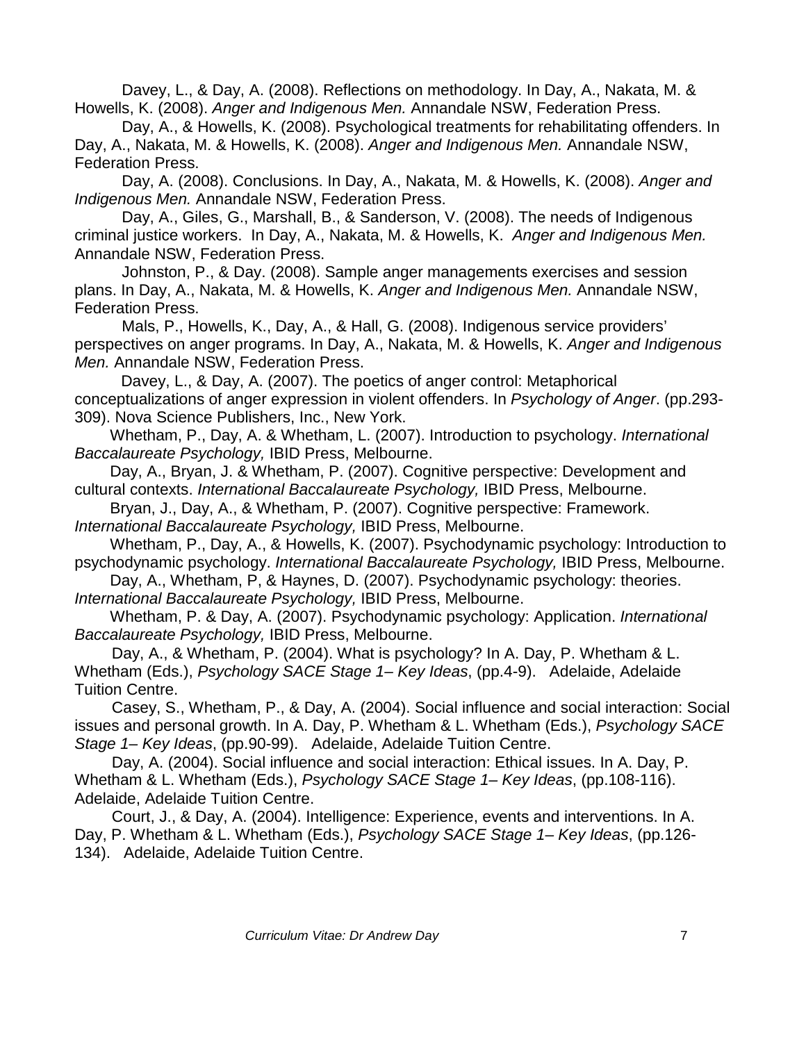Davey, L., & Day, A. (2008). Reflections on methodology. In Day, A., Nakata, M. & Howells, K. (2008). *Anger and Indigenous Men.* Annandale NSW, Federation Press.

Day, A., & Howells, K. (2008). Psychological treatments for rehabilitating offenders. In Day, A., Nakata, M. & Howells, K. (2008). *Anger and Indigenous Men.* Annandale NSW, Federation Press.

Day, A. (2008). Conclusions. In Day, A., Nakata, M. & Howells, K. (2008). *Anger and Indigenous Men.* Annandale NSW, Federation Press.

Day, A., Giles, G., Marshall, B., & Sanderson, V. (2008). The needs of Indigenous criminal justice workers. In Day, A., Nakata, M. & Howells, K. *Anger and Indigenous Men.* Annandale NSW, Federation Press.

Johnston, P., & Day. (2008). Sample anger managements exercises and session plans. In Day, A., Nakata, M. & Howells, K. *Anger and Indigenous Men.* Annandale NSW, Federation Press.

Mals, P., Howells, K., Day, A., & Hall, G. (2008). Indigenous service providers' perspectives on anger programs. In Day, A., Nakata, M. & Howells, K. *Anger and Indigenous Men.* Annandale NSW, Federation Press.

Davey, L., & Day, A. (2007). The poetics of anger control: Metaphorical conceptualizations of anger expression in violent offenders. In *Psychology of Anger*. (pp.293-309). Nova Science Publishers, Inc., New York.

Whetham, P., Day, A. & Whetham, L. (2007). Introduction to psychology. *International Baccalaureate Psychology,* IBID Press, Melbourne.

Day, A., Bryan, J. & Whetham, P. (2007). Cognitive perspective: Development and cultural contexts. *International Baccalaureate Psychology,* IBID Press, Melbourne.

Bryan, J., Day, A., & Whetham, P. (2007). Cognitive perspective: Framework. *International Baccalaureate Psychology,* IBID Press, Melbourne.

Whetham, P., Day, A., & Howells, K. (2007). Psychodynamic psychology: Introduction to psychodynamic psychology. *International Baccalaureate Psychology,* IBID Press, Melbourne.

Day, A., Whetham, P, & Haynes, D. (2007). Psychodynamic psychology: theories. *International Baccalaureate Psychology,* IBID Press, Melbourne.

Whetham, P. & Day, A. (2007). Psychodynamic psychology: Application. *International Baccalaureate Psychology,* IBID Press, Melbourne.

Day, A., & Whetham, P. (2004). What is psychology? In A. Day, P. Whetham & L. Whetham (Eds.), *Psychology SACE Stage 1– Key Ideas*, (pp.4-9). Adelaide, Adelaide Tuition Centre.

Casey, S., Whetham, P., & Day, A. (2004). Social influence and social interaction: Social issues and personal growth. In A. Day, P. Whetham & L. Whetham (Eds.), *Psychology SACE Stage 1– Key Ideas*, (pp.90-99). Adelaide, Adelaide Tuition Centre.

Day, A. (2004). Social influence and social interaction: Ethical issues. In A. Day, P. Whetham & L. Whetham (Eds.), *Psychology SACE Stage 1– Key Ideas*, (pp.108-116). Adelaide, Adelaide Tuition Centre.

Court, J., & Day, A. (2004). Intelligence: Experience, events and interventions. In A. Day, P. Whetham & L. Whetham (Eds.), *Psychology SACE Stage 1– Key Ideas*, (pp.126-134). Adelaide, Adelaide Tuition Centre.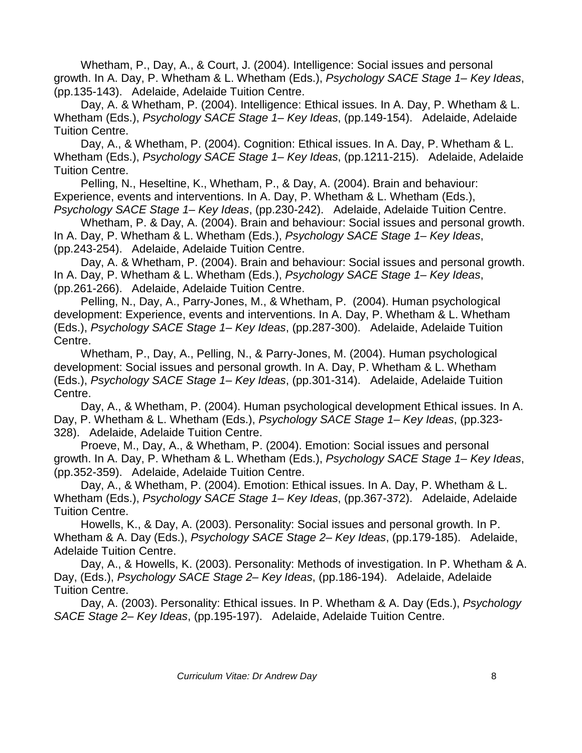Whetham, P., Day, A., & Court, J. (2004). Intelligence: Social issues and personal growth. In A. Day, P. Whetham & L. Whetham (Eds.), *Psychology SACE Stage 1– Key Ideas*, (pp.135-143). Adelaide, Adelaide Tuition Centre.

Day, A. & Whetham, P. (2004). Intelligence: Ethical issues. In A. Day, P. Whetham & L. Whetham (Eds.), *Psychology SACE Stage 1– Key Ideas*, (pp.149-154). Adelaide, Adelaide Tuition Centre.

Day, A., & Whetham, P. (2004). Cognition: Ethical issues. In A. Day, P. Whetham & L. Whetham (Eds.), *Psychology SACE Stage 1– Key Ideas*, (pp.1211-215). Adelaide, Adelaide Tuition Centre.

Pelling, N., Heseltine, K., Whetham, P., & Day, A. (2004). Brain and behaviour: Experience, events and interventions. In A. Day, P. Whetham & L. Whetham (Eds.), *Psychology SACE Stage 1– Key Ideas*, (pp.230-242). Adelaide, Adelaide Tuition Centre.

Whetham, P. & Day, A. (2004). Brain and behaviour: Social issues and personal growth. In A. Day, P. Whetham & L. Whetham (Eds.), *Psychology SACE Stage 1– Key Ideas*, (pp.243-254). Adelaide, Adelaide Tuition Centre.

Day, A. & Whetham, P. (2004). Brain and behaviour: Social issues and personal growth. In A. Day, P. Whetham & L. Whetham (Eds.), *Psychology SACE Stage 1– Key Ideas*, (pp.261-266). Adelaide, Adelaide Tuition Centre.

Pelling, N., Day, A., Parry-Jones, M., & Whetham, P. (2004). Human psychological development: Experience, events and interventions. In A. Day, P. Whetham & L. Whetham (Eds.), *Psychology SACE Stage 1– Key Ideas*, (pp.287-300). Adelaide, Adelaide Tuition Centre.

Whetham, P., Day, A., Pelling, N., & Parry-Jones, M. (2004). Human psychological development: Social issues and personal growth. In A. Day, P. Whetham & L. Whetham (Eds.), *Psychology SACE Stage 1– Key Ideas*, (pp.301-314). Adelaide, Adelaide Tuition Centre.

Day, A., & Whetham, P. (2004). Human psychological development Ethical issues. In A. Day, P. Whetham & L. Whetham (Eds.), *Psychology SACE Stage 1– Key Ideas*, (pp.323-328). Adelaide, Adelaide Tuition Centre.

Proeve, M., Day, A., & Whetham, P. (2004). Emotion: Social issues and personal growth. In A. Day, P. Whetham & L. Whetham (Eds.), *Psychology SACE Stage 1– Key Ideas*, (pp.352-359). Adelaide, Adelaide Tuition Centre.

Day, A., & Whetham, P. (2004). Emotion: Ethical issues. In A. Day, P. Whetham & L. Whetham (Eds.), *Psychology SACE Stage 1– Key Ideas*, (pp.367-372). Adelaide, Adelaide Tuition Centre.

Howells, K., & Day, A. (2003). Personality: Social issues and personal growth. In P. Whetham & A. Day (Eds.), *Psychology SACE Stage 2– Key Ideas*, (pp.179-185). Adelaide, Adelaide Tuition Centre.

Day, A., & Howells, K. (2003). Personality: Methods of investigation. In P. Whetham & A. Day, (Eds.), *Psychology SACE Stage 2– Key Ideas*, (pp.186-194). Adelaide, Adelaide Tuition Centre.

Day, A. (2003). Personality: Ethical issues. In P. Whetham & A. Day (Eds.), *Psychology SACE Stage 2– Key Ideas*, (pp.195-197). Adelaide, Adelaide Tuition Centre.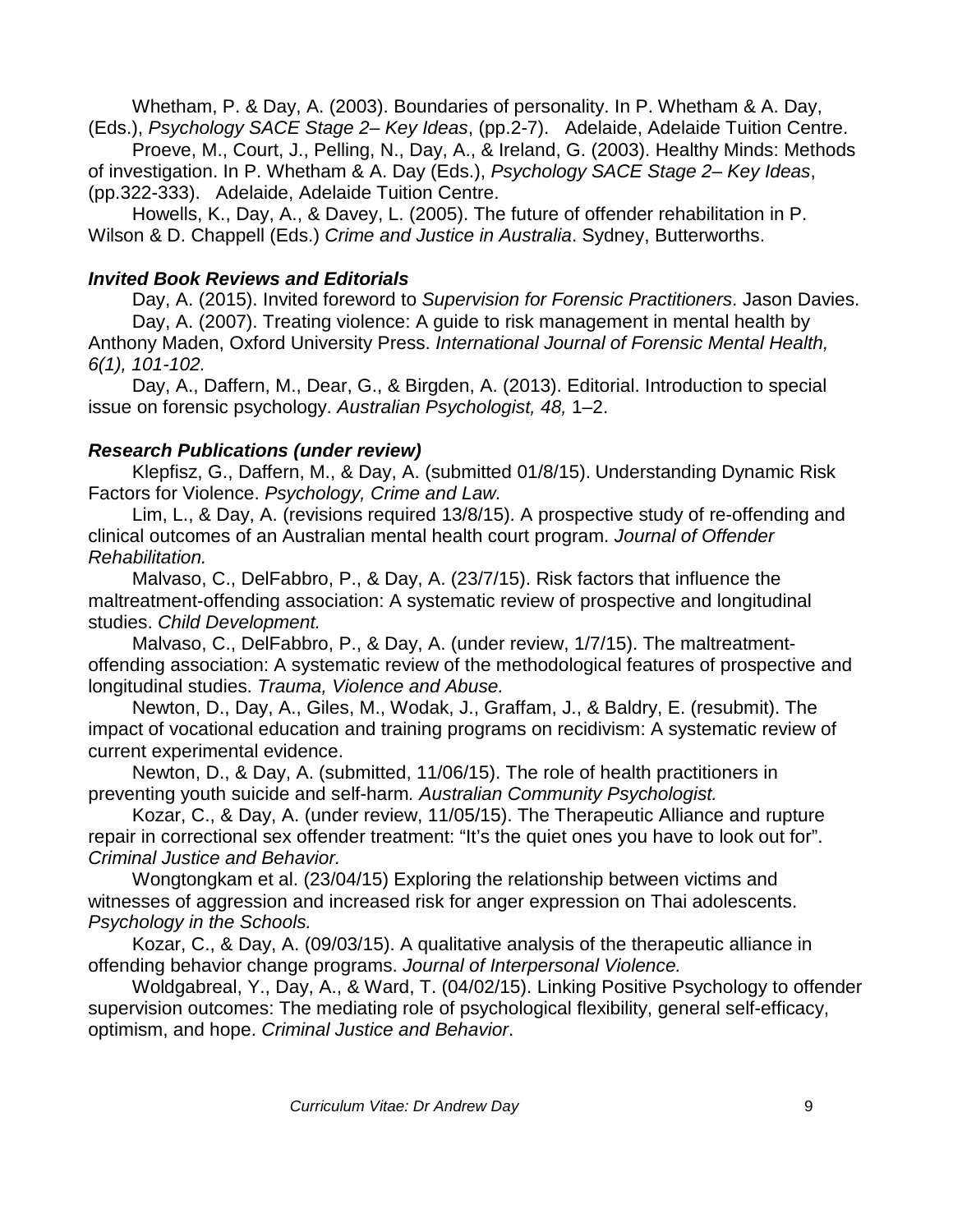Whetham, P. & Day, A. (2003). Boundaries of personality. In P. Whetham & A. Day, (Eds.), *Psychology SACE Stage 2– Key Ideas*, (pp.2-7). Adelaide, Adelaide Tuition Centre.

Proeve, M., Court, J., Pelling, N., Day, A., & Ireland, G. (2003). Healthy Minds: Methods of investigation. In P. Whetham & A. Day (Eds.), *Psychology SACE Stage 2– Key Ideas*, (pp.322-333). Adelaide, Adelaide Tuition Centre.

Howells, K., Day, A., & Davey, L. (2005). The future of offender rehabilitation in P. Wilson & D. Chappell (Eds.) *Crime and Justice in Australia*. Sydney, Butterworths.

### *Invited Book Reviews and Editorials*

Day, A. (2015). Invited foreword to *Supervision for Forensic Practitioners*. Jason Davies.

Day, A. (2007). Treating violence: A guide to risk management in mental health by Anthony Maden, Oxford University Press. *International Journal of Forensic Mental Health, 6(1), 101-102.*

Day, A., Daffern, M., Dear, G., & Birgden, A. (2013). Editorial. Introduction to special issue on forensic psychology. *Australian Psychologist, 48,* 1–2.

### *Research Publications (under review)*

Klepfisz, G., Daffern, M., & Day, A. (submitted 01/8/15). Understanding Dynamic Risk Factors for Violence. *Psychology, Crime and Law.*

Lim, L., & Day, A. (revisions required 13/8/15). A prospective study of re-offending and clinical outcomes of an Australian mental health court program. *Journal of Offender Rehabilitation.*

Malvaso, C., DelFabbro, P., & Day, A. (23/7/15). Risk factors that influence the maltreatment-offending association: A systematic review of prospective and longitudinal studies. *Child Development.*

Malvaso, C., DelFabbro, P., & Day, A. (under review, 1/7/15). The maltreatment-offending association: A systematic review of the methodological features of prospective and longitudinal studies. *Trauma, Violence and Abuse.*

Newton, D., Day, A., Giles, M., Wodak, J., Graffam, J., & Baldry, E. (resubmit). The impact of vocational education and training programs on recidivism: A systematic review of current experimental evidence.

Newton, D., & Day, A. (submitted, 11/06/15). The role of health practitioners in preventing youth suicide and self-harm*. Australian Community Psychologist.*

Kozar, C., & Day, A. (under review, 11/05/15). The Therapeutic Alliance and rupture repair in correctional sex offender treatment: "It's the quiet ones you have to look out for". *Criminal Justice and Behavior.*

Wongtongkam et al. (23/04/15) Exploring the relationship between victims and witnesses of aggression and increased risk for anger expression on Thai adolescents. *Psychology in the Schools.*

Kozar, C., & Day, A. (09/03/15). A qualitative analysis of the therapeutic alliance in offending behavior change programs. *Journal of Interpersonal Violence.*

Woldgabreal, Y., Day, A., & Ward, T. (04/02/15). Linking Positive Psychology to offender supervision outcomes: The mediating role of psychological flexibility, general self-efficacy, optimism, and hope. *Criminal Justice and Behavior*.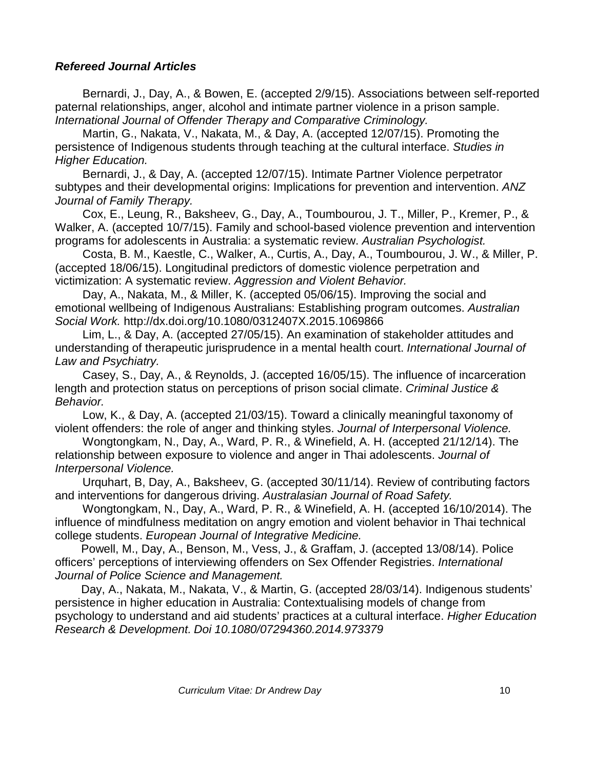***Refereed Journal Articles***

Bernardi, J., Day, A., & Bowen, E. (accepted 2/9/15). Associations between self-reported paternal relationships, anger, alcohol and intimate partner violence in a prison sample. *International Journal of Offender Therapy and Comparative Criminology.*

Martin, G., Nakata, V., Nakata, M., & Day, A. (accepted 12/07/15). Promoting the persistence of Indigenous students through teaching at the cultural interface. *Studies in Higher Education.*

Bernardi, J., & Day, A. (accepted 12/07/15). Intimate Partner Violence perpetrator subtypes and their developmental origins: Implications for prevention and intervention. *ANZ Journal of Family Therapy.*

Cox, E., Leung, R., Baksheev, G., Day, A., Toumbourou, J. T., Miller, P., Kremer, P., & Walker, A. (accepted 10/7/15). Family and school-based violence prevention and intervention programs for adolescents in Australia: a systematic review. *Australian Psychologist.*

Costa, B. M., Kaestle, C., Walker, A., Curtis, A., Day, A., Toumbourou, J. W., & Miller, P. (accepted 18/06/15). Longitudinal predictors of domestic violence perpetration and victimization: A systematic review. *Aggression and Violent Behavior.*

Day, A., Nakata, M., & Miller, K. (accepted 05/06/15). Improving the social and emotional wellbeing of Indigenous Australians: Establishing program outcomes. *Australian Social Work.* http://dx.doi.org/10.1080/0312407X.2015.1069866

Lim, L., & Day, A. (accepted 27/05/15). An examination of stakeholder attitudes and understanding of therapeutic jurisprudence in a mental health court. *International Journal of Law and Psychiatry.*

Casey, S., Day, A., & Reynolds, J. (accepted 16/05/15). The influence of incarceration length and protection status on perceptions of prison social climate. *Criminal Justice & Behavior.*

Low, K., & Day, A. (accepted 21/03/15). Toward a clinically meaningful taxonomy of violent offenders: the role of anger and thinking styles. *Journal of Interpersonal Violence.*

Wongtongkam, N., Day, A., Ward, P. R., & Winefield, A. H. (accepted 21/12/14). The relationship between exposure to violence and anger in Thai adolescents. *Journal of Interpersonal Violence.*

Urquhart, B, Day, A., Baksheev, G. (accepted 30/11/14). Review of contributing factors and interventions for dangerous driving. *Australasian Journal of Road Safety.*

Wongtongkam, N., Day, A., Ward, P. R., & Winefield, A. H. (accepted 16/10/2014). The influence of mindfulness meditation on angry emotion and violent behavior in Thai technical college students. *European Journal of Integrative Medicine.*

Powell, M., Day, A., Benson, M., Vess, J., & Graffam, J. (accepted 13/08/14). Police officers' perceptions of interviewing offenders on Sex Offender Registries. *International Journal of Police Science and Management.*

Day, A., Nakata, M., Nakata, V., & Martin, G. (accepted 28/03/14). Indigenous students' persistence in higher education in Australia: Contextualising models of change from psychology to understand and aid students' practices at a cultural interface. *Higher Education Research & Development. Doi 10.1080/07294360.2014.973379*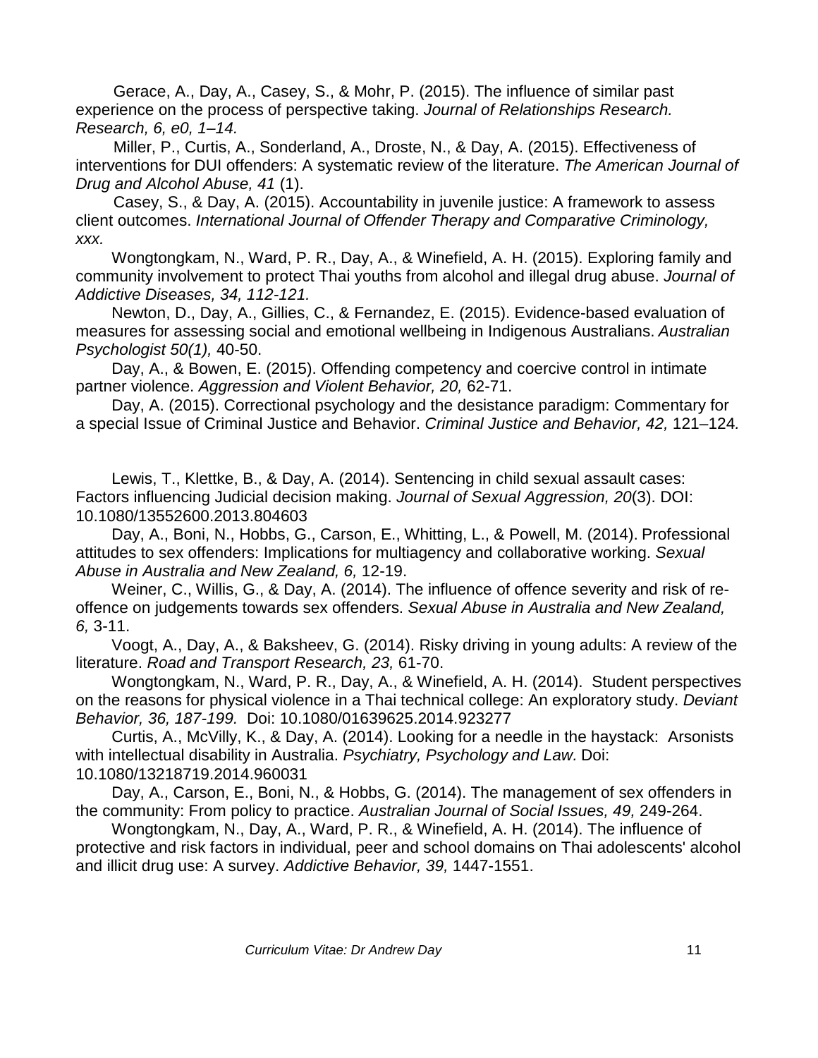Gerace, A., Day, A., Casey, S., & Mohr, P. (2015). The influence of similar past experience on the process of perspective taking. *Journal of Relationships Research. Research, 6, e0, 1–14.*

Miller, P., Curtis, A., Sonderland, A., Droste, N., & Day, A. (2015). Effectiveness of interventions for DUI offenders: A systematic review of the literature. *The American Journal of Drug and Alcohol Abuse, 41* (1).

Casey, S., & Day, A. (2015). Accountability in juvenile justice: A framework to assess client outcomes. *International Journal of Offender Therapy and Comparative Criminology, xxx.*

Wongtongkam, N., Ward, P. R., Day, A., & Winefield, A. H. (2015). Exploring family and community involvement to protect Thai youths from alcohol and illegal drug abuse. *Journal of Addictive Diseases, 34, 112-121.*

Newton, D., Day, A., Gillies, C., & Fernandez, E. (2015). Evidence-based evaluation of measures for assessing social and emotional wellbeing in Indigenous Australians. *Australian Psychologist 50(1),* 40-50.

Day, A., & Bowen, E. (2015). Offending competency and coercive control in intimate partner violence. *Aggression and Violent Behavior, 20,* 62-71.

Day, A. (2015). Correctional psychology and the desistance paradigm: Commentary for a special Issue of Criminal Justice and Behavior. *Criminal Justice and Behavior, 42,* 121–124*.*

Lewis, T., Klettke, B., & Day, A. (2014). Sentencing in child sexual assault cases: Factors influencing Judicial decision making. *Journal of Sexual Aggression, 20*(3). DOI: 10.1080/13552600.2013.804603

Day, A., Boni, N., Hobbs, G., Carson, E., Whitting, L., & Powell, M. (2014). Professional attitudes to sex offenders: Implications for multiagency and collaborative working. *Sexual Abuse in Australia and New Zealand, 6,* 12-19.

Weiner, C., Willis, G., & Day, A. (2014). The influence of offence severity and risk of re-offence on judgements towards sex offenders. *Sexual Abuse in Australia and New Zealand, 6,* 3-11.

Voogt, A., Day, A., & Baksheev, G. (2014). Risky driving in young adults: A review of the literature. *Road and Transport Research, 23,* 61-70.

Wongtongkam, N., Ward, P. R., Day, A., & Winefield, A. H. (2014). Student perspectives on the reasons for physical violence in a Thai technical college: An exploratory study. *Deviant Behavior, 36, 187-199.* Doi: 10.1080/01639625.2014.923277

Curtis, A., McVilly, K., & Day, A. (2014). Looking for a needle in the haystack: Arsonists with intellectual disability in Australia. *Psychiatry, Psychology and Law.* Doi: 10.1080/13218719.2014.960031

Day, A., Carson, E., Boni, N., & Hobbs, G. (2014). The management of sex offenders in the community: From policy to practice. *Australian Journal of Social Issues, 49,* 249-264.

Wongtongkam, N., Day, A., Ward, P. R., & Winefield, A. H. (2014). The influence of protective and risk factors in individual, peer and school domains on Thai adolescents' alcohol and illicit drug use: A survey. *Addictive Behavior, 39,* 1447-1551.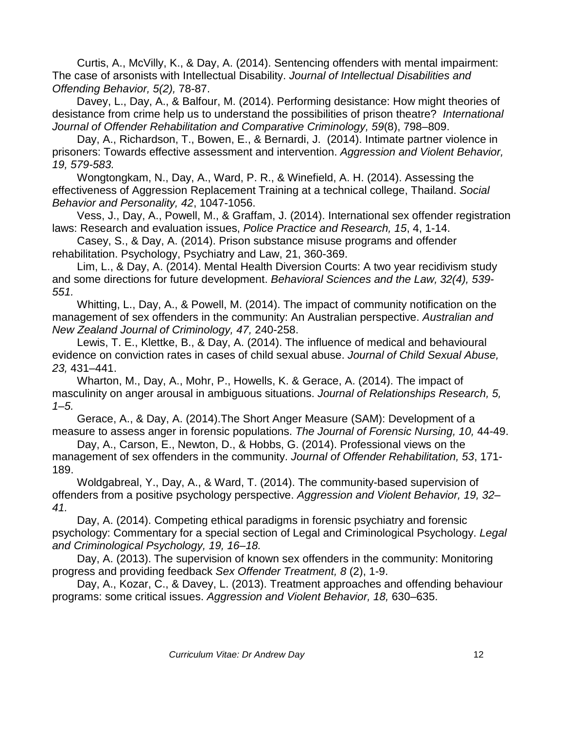Curtis, A., McVilly, K., & Day, A. (2014). Sentencing offenders with mental impairment: The case of arsonists with Intellectual Disability. *Journal of Intellectual Disabilities and Offending Behavior, 5(2),* 78-87.

Davey, L., Day, A., & Balfour, M. (2014). Performing desistance: How might theories of desistance from crime help us to understand the possibilities of prison theatre? *International Journal of Offender Rehabilitation and Comparative Criminology, 59*(8), 798–809.

Day, A., Richardson, T., Bowen, E., & Bernardi, J. (2014). Intimate partner violence in prisoners: Towards effective assessment and intervention. *Aggression and Violent Behavior, 19, 579-583.*

Wongtongkam, N., Day, A., Ward, P. R., & Winefield, A. H. (2014). Assessing the effectiveness of Aggression Replacement Training at a technical college, Thailand. *Social Behavior and Personality, 42*, 1047-1056.

Vess, J., Day, A., Powell, M., & Graffam, J. (2014). International sex offender registration laws: Research and evaluation issues, *Police Practice and Research, 15*, 4, 1-14.

Casey, S., & Day, A. (2014). Prison substance misuse programs and offender rehabilitation. Psychology, Psychiatry and Law, 21, 360-369.

Lim, L., & Day, A. (2014). Mental Health Diversion Courts: A two year recidivism study and some directions for future development. *Behavioral Sciences and the Law, 32(4), 539-551.*

Whitting, L., Day, A., & Powell, M. (2014). The impact of community notification on the management of sex offenders in the community: An Australian perspective. *Australian and New Zealand Journal of Criminology, 47,* 240-258.

Lewis, T. E., Klettke, B., & Day, A. (2014). The influence of medical and behavioural evidence on conviction rates in cases of child sexual abuse. *Journal of Child Sexual Abuse, 23,* 431–441.

Wharton, M., Day, A., Mohr, P., Howells, K. & Gerace, A. (2014). The impact of masculinity on anger arousal in ambiguous situations. *Journal of Relationships Research, 5, 1–5.*

Gerace, A., & Day, A. (2014).The Short Anger Measure (SAM): Development of a measure to assess anger in forensic populations. *The Journal of Forensic Nursing, 10,* 44-49.

Day, A., Carson, E., Newton, D., & Hobbs, G. (2014). Professional views on the management of sex offenders in the community. *Journal of Offender Rehabilitation, 53*, 171-189.

Woldgabreal, Y., Day, A., & Ward, T. (2014). The community-based supervision of offenders from a positive psychology perspective. *Aggression and Violent Behavior, 19, 32–41.*

Day, A. (2014). Competing ethical paradigms in forensic psychiatry and forensic psychology: Commentary for a special section of Legal and Criminological Psychology. *Legal and Criminological Psychology, 19, 16–18.*

Day, A. (2013). The supervision of known sex offenders in the community: Monitoring progress and providing feedback *Sex Offender Treatment, 8* (2), 1-9.

Day, A., Kozar, C., & Davey, L. (2013). Treatment approaches and offending behaviour programs: some critical issues. *Aggression and Violent Behavior, 18,* 630–635.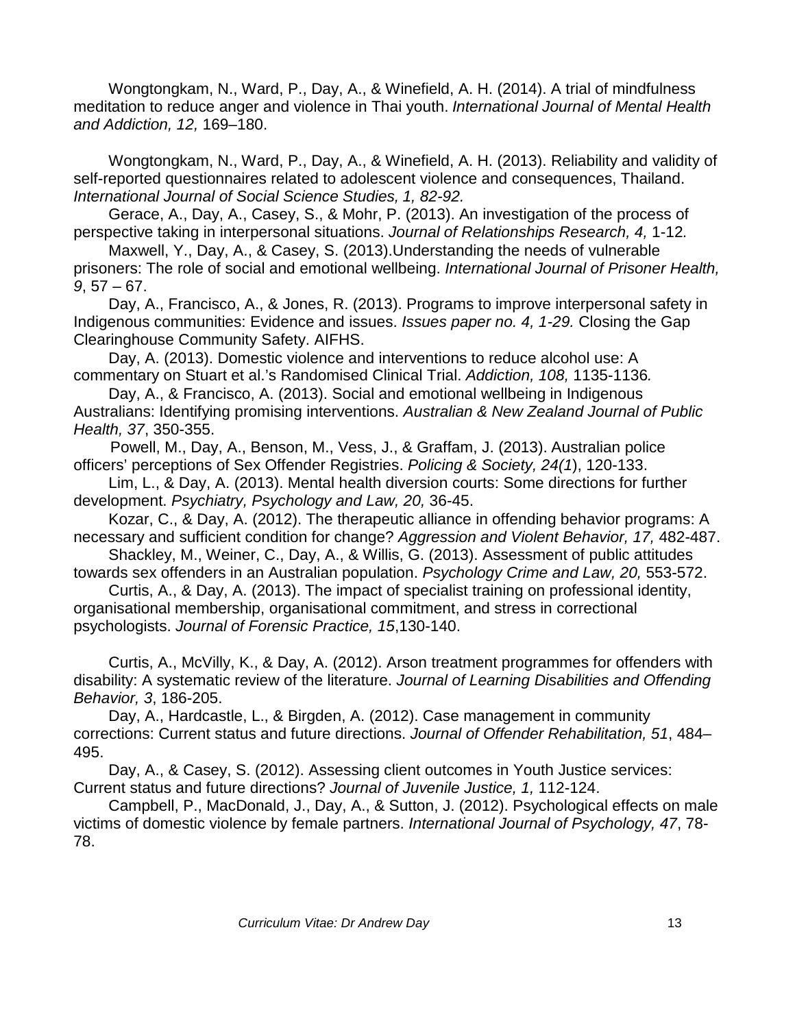Wongtongkam, N., Ward, P., Day, A., & Winefield, A. H. (2014). A trial of mindfulness meditation to reduce anger and violence in Thai youth. *International Journal of Mental Health and Addiction, 12,* 169–180.

Wongtongkam, N., Ward, P., Day, A., & Winefield, A. H. (2013). Reliability and validity of self-reported questionnaires related to adolescent violence and consequences, Thailand. *International Journal of Social Science Studies, 1, 82-92.*

Gerace, A., Day, A., Casey, S., & Mohr, P. (2013). An investigation of the process of perspective taking in interpersonal situations. *Journal of Relationships Research, 4,* 1-12*.*

Maxwell, Y., Day, A., & Casey, S. (2013).Understanding the needs of vulnerable prisoners: The role of social and emotional wellbeing. *International Journal of Prisoner Health, 9*, 57 – 67.

Day, A., Francisco, A., & Jones, R. (2013). Programs to improve interpersonal safety in Indigenous communities: Evidence and issues. *Issues paper no. 4, 1-29.* Closing the Gap Clearinghouse Community Safety. AIFHS.

Day, A. (2013). Domestic violence and interventions to reduce alcohol use: A commentary on Stuart et al.'s Randomised Clinical Trial. *Addiction, 108,* 1135-1136*.*

Day, A., & Francisco, A. (2013). Social and emotional wellbeing in Indigenous Australians: Identifying promising interventions. *Australian & New Zealand Journal of Public Health, 37*, 350-355.

Powell, M., Day, A., Benson, M., Vess, J., & Graffam, J. (2013). Australian police officers' perceptions of Sex Offender Registries. *Policing & Society, 24(1*), 120-133.

Lim, L., & Day, A. (2013). Mental health diversion courts: Some directions for further development. *Psychiatry, Psychology and Law, 20,* 36-45.

Kozar, C., & Day, A. (2012). The therapeutic alliance in offending behavior programs: A necessary and sufficient condition for change? *Aggression and Violent Behavior, 17,* 482-487.

Shackley, M., Weiner, C., Day, A., & Willis, G. (2013). Assessment of public attitudes towards sex offenders in an Australian population. *Psychology Crime and Law, 20,* 553-572.

Curtis, A., & Day, A. (2013). The impact of specialist training on professional identity, organisational membership, organisational commitment, and stress in correctional psychologists. *Journal of Forensic Practice, 15*,130-140.

Curtis, A., McVilly, K., & Day, A. (2012). Arson treatment programmes for offenders with disability: A systematic review of the literature. *Journal of Learning Disabilities and Offending Behavior, 3*, 186-205.

Day, A., Hardcastle, L., & Birgden, A. (2012). Case management in community corrections: Current status and future directions. *Journal of Offender Rehabilitation, 51*, 484–495.

Day, A., & Casey, S. (2012). Assessing client outcomes in Youth Justice services: Current status and future directions? *Journal of Juvenile Justice, 1,* 112-124.

Campbell, P., MacDonald, J., Day, A., & Sutton, J. (2012). Psychological effects on male victims of domestic violence by female partners. *International Journal of Psychology, 47*, 78-78.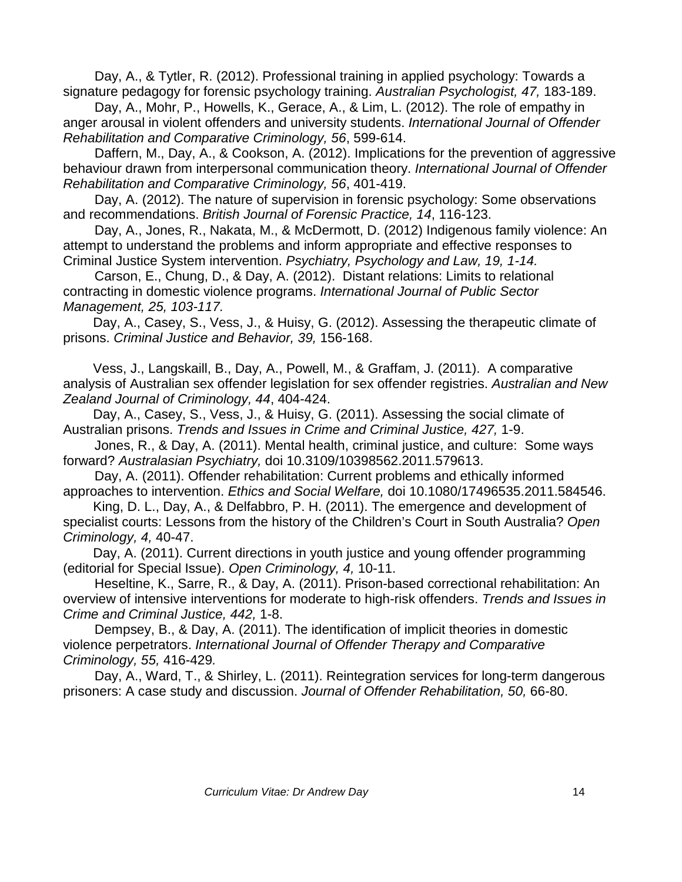Day, A., & Tytler, R. (2012). Professional training in applied psychology: Towards a signature pedagogy for forensic psychology training. *Australian Psychologist, 47,* 183-189.

Day, A., Mohr, P., Howells, K., Gerace, A., & Lim, L. (2012). The role of empathy in anger arousal in violent offenders and university students. *International Journal of Offender Rehabilitation and Comparative Criminology, 56*, 599-614.

Daffern, M., Day, A., & Cookson, A. (2012). Implications for the prevention of aggressive behaviour drawn from interpersonal communication theory. *International Journal of Offender Rehabilitation and Comparative Criminology, 56*, 401-419.

Day, A. (2012). The nature of supervision in forensic psychology: Some observations and recommendations. *British Journal of Forensic Practice, 14*, 116-123.

Day, A., Jones, R., Nakata, M., & McDermott, D. (2012) Indigenous family violence: An attempt to understand the problems and inform appropriate and effective responses to Criminal Justice System intervention. *Psychiatry, Psychology and Law, 19, 1-14.*

Carson, E., Chung, D., & Day, A. (2012). Distant relations: Limits to relational contracting in domestic violence programs. *International Journal of Public Sector Management, 25, 103-117.*

Day, A., Casey, S., Vess, J., & Huisy, G. (2012). Assessing the therapeutic climate of prisons. *Criminal Justice and Behavior, 39,* 156-168.

Vess, J., Langskaill, B., Day, A., Powell, M., & Graffam, J. (2011). A comparative analysis of Australian sex offender legislation for sex offender registries. *Australian and New Zealand Journal of Criminology, 44*, 404-424.

Day, A., Casey, S., Vess, J., & Huisy, G. (2011). Assessing the social climate of Australian prisons. *Trends and Issues in Crime and Criminal Justice, 427,* 1-9.

Jones, R., & Day, A. (2011). Mental health, criminal justice, and culture: Some ways forward? *Australasian Psychiatry,* doi 10.3109/10398562.2011.579613.

Day, A. (2011). Offender rehabilitation: Current problems and ethically informed approaches to intervention. *Ethics and Social Welfare,* doi 10.1080/17496535.2011.584546.

King, D. L., Day, A., & Delfabbro, P. H. (2011). The emergence and development of specialist courts: Lessons from the history of the Children's Court in South Australia? *Open Criminology, 4,* 40-47.

Day, A. (2011). Current directions in youth justice and young offender programming (editorial for Special Issue). *Open Criminology, 4,* 10-11.

Heseltine, K., Sarre, R., & Day, A. (2011). Prison-based correctional rehabilitation: An overview of intensive interventions for moderate to high-risk offenders. *Trends and Issues in Crime and Criminal Justice, 442,* 1-8.

Dempsey, B., & Day, A. (2011). The identification of implicit theories in domestic violence perpetrators. *International Journal of Offender Therapy and Comparative Criminology, 55,* 416-429*.*

Day, A., Ward, T., & Shirley, L. (2011). Reintegration services for long-term dangerous prisoners: A case study and discussion. *Journal of Offender Rehabilitation, 50,* 66-80.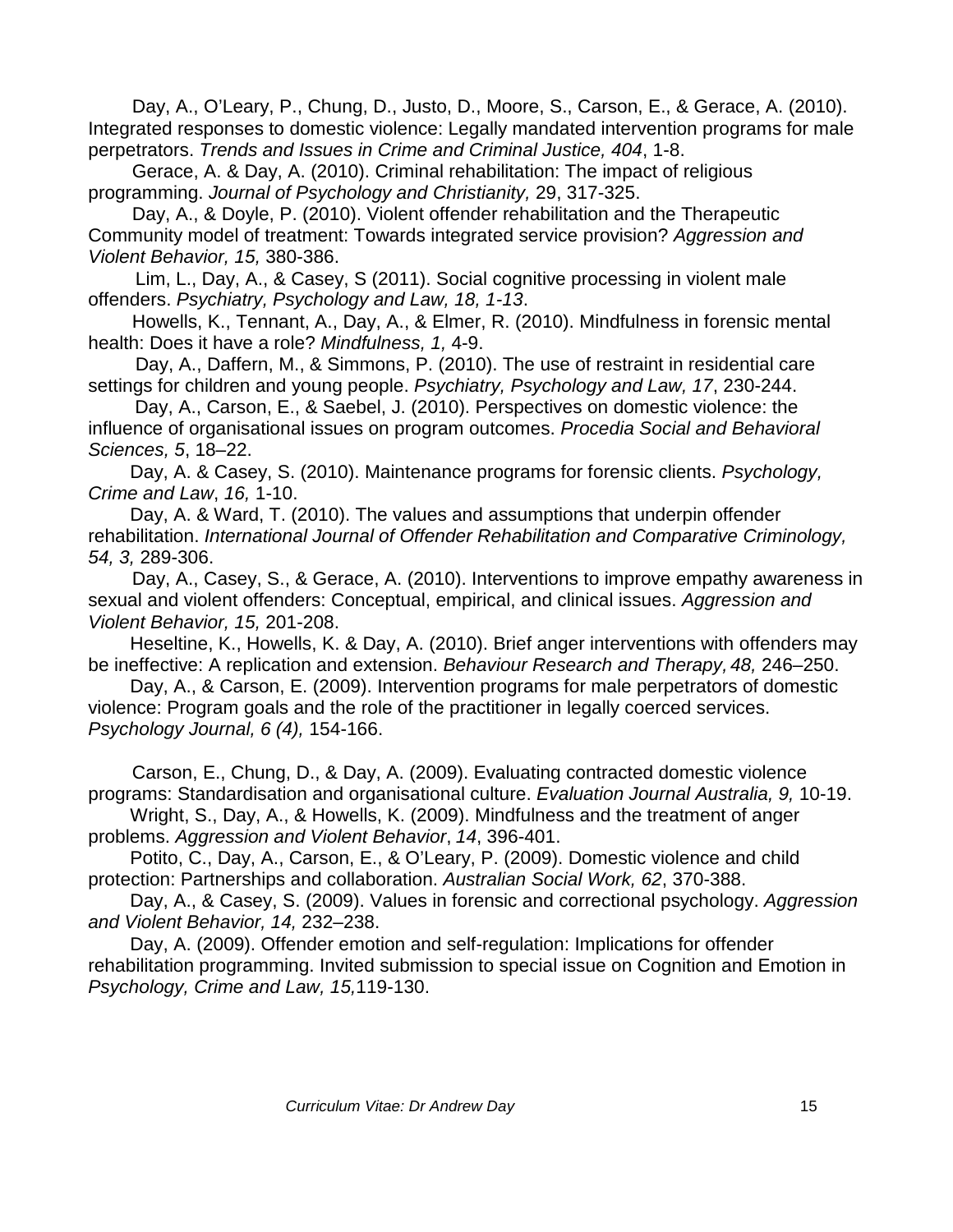Day, A., O'Leary, P., Chung, D., Justo, D., Moore, S., Carson, E., & Gerace, A. (2010). Integrated responses to domestic violence: Legally mandated intervention programs for male perpetrators. *Trends and Issues in Crime and Criminal Justice, 404*, 1-8.

Gerace, A. & Day, A. (2010). Criminal rehabilitation: The impact of religious programming. *Journal of Psychology and Christianity,* 29, 317-325.

Day, A., & Doyle, P. (2010). Violent offender rehabilitation and the Therapeutic Community model of treatment: Towards integrated service provision? *Aggression and Violent Behavior, 15,* 380-386.

Lim, L., Day, A., & Casey, S (2011). Social cognitive processing in violent male offenders. *Psychiatry, Psychology and Law, 18, 1-13*.

Howells, K., Tennant, A., Day, A., & Elmer, R. (2010). Mindfulness in forensic mental health: Does it have a role? *Mindfulness, 1,* 4-9.

Day, A., Daffern, M., & Simmons, P. (2010). The use of restraint in residential care settings for children and young people. *Psychiatry, Psychology and Law, 17*, 230-244.

Day, A., Carson, E., & Saebel, J. (2010). Perspectives on domestic violence: the influence of organisational issues on program outcomes. *Procedia Social and Behavioral Sciences, 5*, 18–22.

Day, A. & Casey, S. (2010). Maintenance programs for forensic clients. *Psychology, Crime and Law*, *16,* 1-10.

Day, A. & Ward, T. (2010). The values and assumptions that underpin offender rehabilitation. *International Journal of Offender Rehabilitation and Comparative Criminology, 54, 3,* 289-306.

Day, A., Casey, S., & Gerace, A. (2010). Interventions to improve empathy awareness in sexual and violent offenders: Conceptual, empirical, and clinical issues. *Aggression and Violent Behavior, 15,* 201-208.

Heseltine, K., Howells, K. & Day, A. (2010). Brief anger interventions with offenders may be ineffective: A replication and extension. *Behaviour Research and Therapy, 48,* 246–250.

Day, A., & Carson, E. (2009). Intervention programs for male perpetrators of domestic violence: Program goals and the role of the practitioner in legally coerced services. *Psychology Journal, 6 (4),* 154-166.

Carson, E., Chung, D., & Day, A. (2009). Evaluating contracted domestic violence programs: Standardisation and organisational culture. *Evaluation Journal Australia, 9,* 10-19.

Wright, S., Day, A., & Howells, K. (2009). Mindfulness and the treatment of anger problems. *Aggression and Violent Behavior*, *14*, 396-401.

Potito, C., Day, A., Carson, E., & O'Leary, P. (2009). Domestic violence and child protection: Partnerships and collaboration. *Australian Social Work, 62*, 370-388.

Day, A., & Casey, S. (2009). Values in forensic and correctional psychology. *Aggression and Violent Behavior, 14,* 232–238.

Day, A. (2009). Offender emotion and self-regulation: Implications for offender rehabilitation programming. Invited submission to special issue on Cognition and Emotion in *Psychology, Crime and Law, 15,*119-130.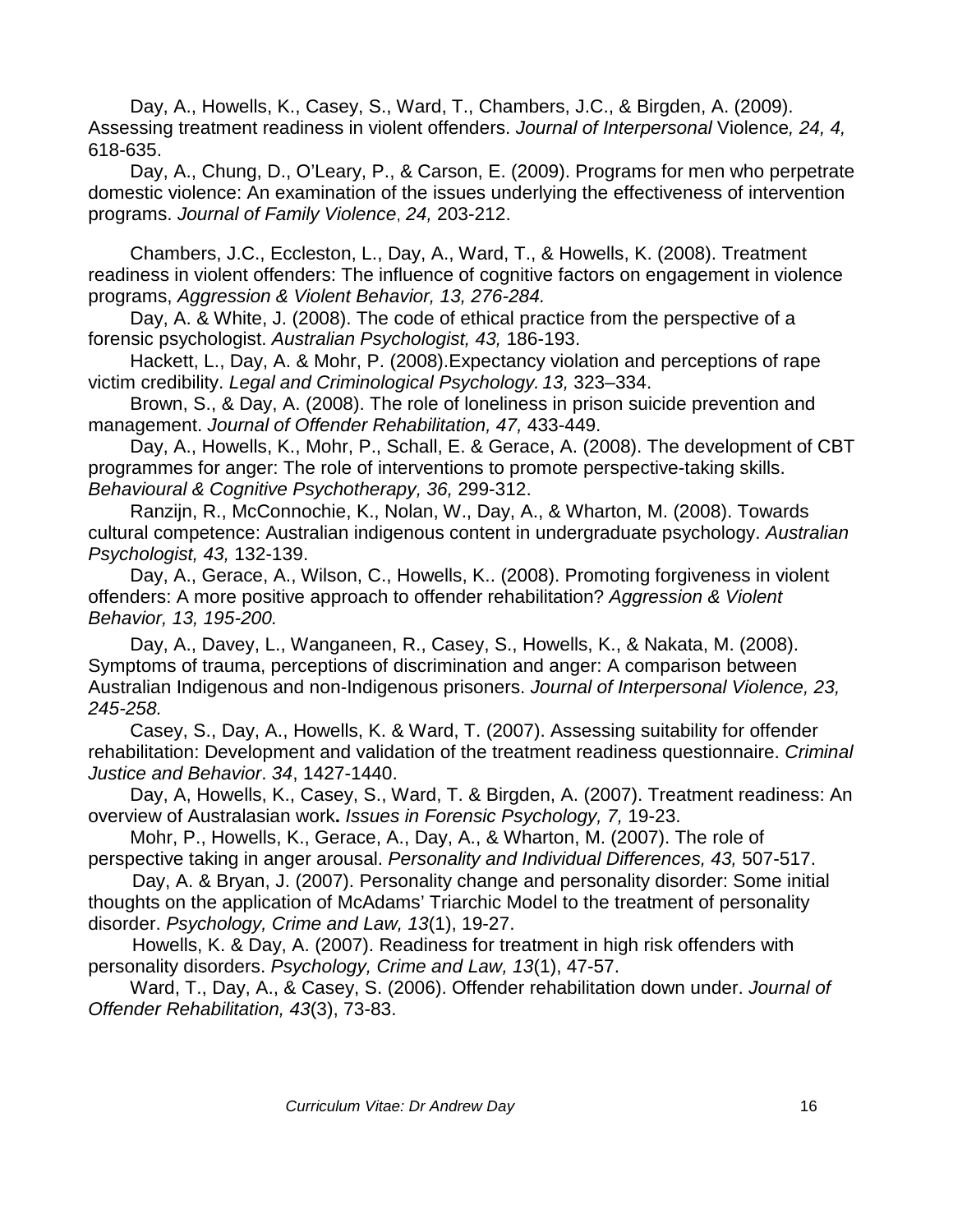Day, A., Howells, K., Casey, S., Ward, T., Chambers, J.C., & Birgden, A. (2009). Assessing treatment readiness in violent offenders. *Journal of Interpersonal* Violence*, 24, 4,* 618-635.

Day, A., Chung, D., O'Leary, P., & Carson, E. (2009). Programs for men who perpetrate domestic violence: An examination of the issues underlying the effectiveness of intervention programs. *Journal of Family Violence*, *24,* 203-212.

Chambers, J.C., Eccleston, L., Day, A., Ward, T., & Howells, K. (2008). Treatment readiness in violent offenders: The influence of cognitive factors on engagement in violence programs, *Aggression & Violent Behavior, 13, 276-284.*

Day, A. & White, J. (2008). The code of ethical practice from the perspective of a forensic psychologist. *Australian Psychologist, 43,* 186-193.

Hackett, L., Day, A. & Mohr, P. (2008).Expectancy violation and perceptions of rape victim credibility. *Legal and Criminological Psychology.13,* 323–334.

Brown, S., & Day, A. (2008). The role of loneliness in prison suicide prevention and management. *Journal of Offender Rehabilitation, 47,* 433-449.

Day, A., Howells, K., Mohr, P., Schall, E. & Gerace, A. (2008). The development of CBT programmes for anger: The role of interventions to promote perspective-taking skills. *Behavioural & Cognitive Psychotherapy, 36,* 299-312.

Ranzijn, R., McConnochie, K., Nolan, W., Day, A., & Wharton, M. (2008). Towards cultural competence: Australian indigenous content in undergraduate psychology. *Australian Psychologist, 43,* 132-139.

Day, A., Gerace, A., Wilson, C., Howells, K.. (2008). Promoting forgiveness in violent offenders: A more positive approach to offender rehabilitation? *Aggression & Violent Behavior, 13, 195-200.*

Day, A., Davey, L., Wanganeen, R., Casey, S., Howells, K., & Nakata, M. (2008). Symptoms of trauma, perceptions of discrimination and anger: A comparison between Australian Indigenous and non-Indigenous prisoners. *Journal of Interpersonal Violence, 23, 245-258.*

Casey, S., Day, A., Howells, K. & Ward, T. (2007). Assessing suitability for offender rehabilitation: Development and validation of the treatment readiness questionnaire. *Criminal Justice and Behavior*. *34*, 1427-1440.

Day, A, Howells, K., Casey, S., Ward, T. & Birgden, A. (2007). Treatment readiness: An overview of Australasian work**.** *Issues in Forensic Psychology, 7,* 19-23.

Mohr, P., Howells, K., Gerace, A., Day, A., & Wharton, M. (2007). The role of perspective taking in anger arousal. *Personality and Individual Differences, 43,* 507-517.

Day, A. & Bryan, J. (2007). Personality change and personality disorder: Some initial thoughts on the application of McAdams' Triarchic Model to the treatment of personality disorder. *Psychology, Crime and Law, 13*(1), 19-27.

Howells, K. & Day, A. (2007). Readiness for treatment in high risk offenders with personality disorders. *Psychology, Crime and Law, 13*(1), 47-57.

Ward, T., Day, A., & Casey, S. (2006). Offender rehabilitation down under. *Journal of Offender Rehabilitation, 43*(3), 73-83.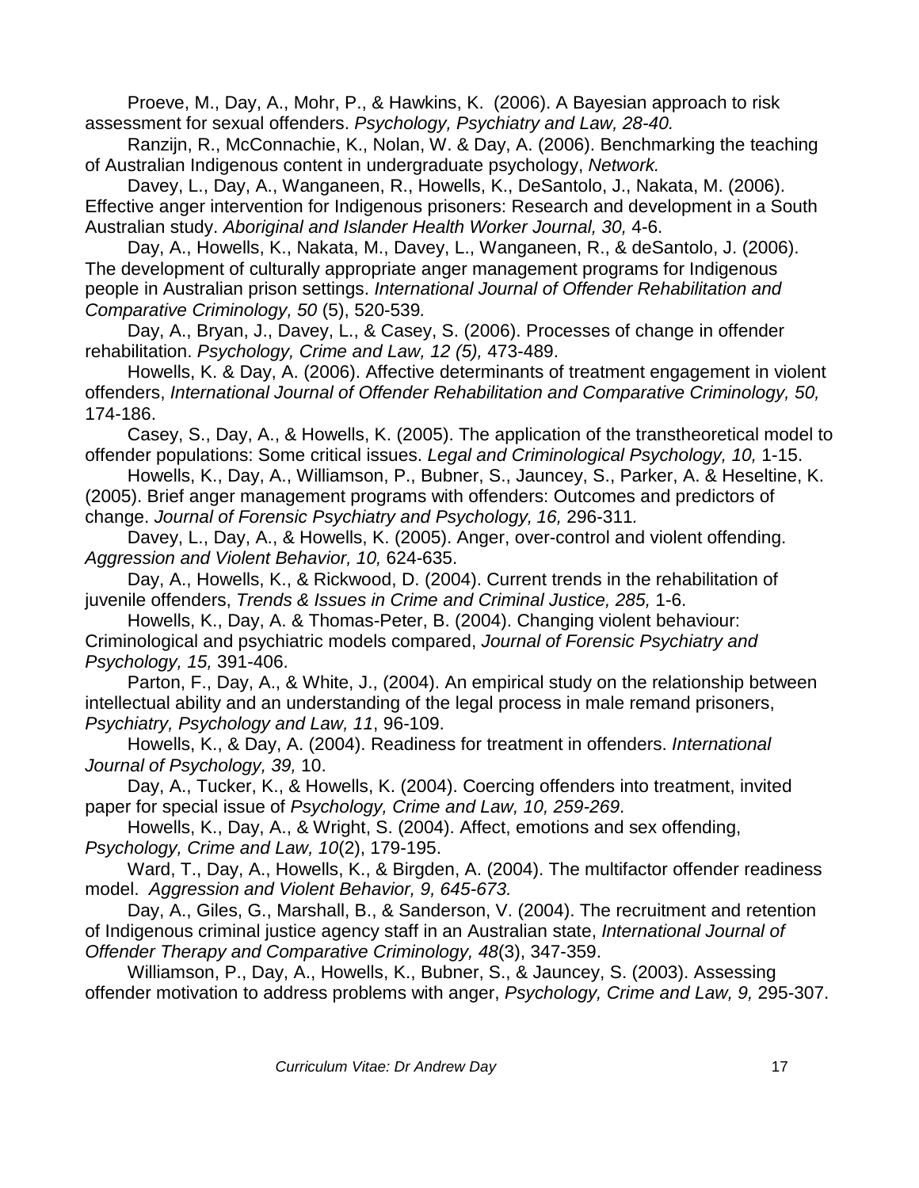Proeve, M., Day, A., Mohr, P., & Hawkins, K. (2006). A Bayesian approach to risk assessment for sexual offenders. *Psychology, Psychiatry and Law, 28-40.*

Ranzijn, R., McConnachie, K., Nolan, W. & Day, A. (2006). Benchmarking the teaching of Australian Indigenous content in undergraduate psychology, *Network.*

Davey, L., Day, A., Wanganeen, R., Howells, K., DeSantolo, J., Nakata, M. (2006). Effective anger intervention for Indigenous prisoners: Research and development in a South Australian study. *Aboriginal and Islander Health Worker Journal, 30,* 4-6.

Day, A., Howells, K., Nakata, M., Davey, L., Wanganeen, R., & deSantolo, J. (2006). The development of culturally appropriate anger management programs for Indigenous people in Australian prison settings. *International Journal of Offender Rehabilitation and Comparative Criminology, 50* (5), 520-539*.*

Day, A., Bryan, J., Davey, L., & Casey, S. (2006). Processes of change in offender rehabilitation. *Psychology, Crime and Law, 12 (5),* 473-489.

Howells, K. & Day, A. (2006). Affective determinants of treatment engagement in violent offenders, *International Journal of Offender Rehabilitation and Comparative Criminology, 50,* 174-186.

Casey, S., Day, A., & Howells, K. (2005). The application of the transtheoretical model to offender populations: Some critical issues. *Legal and Criminological Psychology, 10,* 1-15.

Howells, K., Day, A., Williamson, P., Bubner, S., Jauncey, S., Parker, A. & Heseltine, K. (2005). Brief anger management programs with offenders: Outcomes and predictors of change. *Journal of Forensic Psychiatry and Psychology, 16,* 296-311*.*

Davey, L., Day, A., & Howells, K. (2005). Anger, over-control and violent offending. *Aggression and Violent Behavior, 10,* 624-635.

Day, A., Howells, K., & Rickwood, D. (2004). Current trends in the rehabilitation of juvenile offenders, *Trends & Issues in Crime and Criminal Justice, 285,* 1-6.

Howells, K., Day, A. & Thomas-Peter, B. (2004). Changing violent behaviour: Criminological and psychiatric models compared, *Journal of Forensic Psychiatry and Psychology, 15,* 391-406.

Parton, F., Day, A., & White, J., (2004). An empirical study on the relationship between intellectual ability and an understanding of the legal process in male remand prisoners, *Psychiatry, Psychology and Law, 11*, 96-109.

Howells, K., & Day, A. (2004). Readiness for treatment in offenders. *International Journal of Psychology, 39,* 10.

Day, A., Tucker, K., & Howells, K. (2004). Coercing offenders into treatment, invited paper for special issue of *Psychology, Crime and Law, 10, 259-269*.

Howells, K., Day, A., & Wright, S. (2004). Affect, emotions and sex offending, *Psychology, Crime and Law, 10*(2), 179-195.

Ward, T., Day, A., Howells, K., & Birgden, A. (2004). The multifactor offender readiness model. *Aggression and Violent Behavior, 9, 645-673.*

Day, A., Giles, G., Marshall, B., & Sanderson, V. (2004). The recruitment and retention of Indigenous criminal justice agency staff in an Australian state, *International Journal of Offender Therapy and Comparative Criminology, 48*(3), 347-359.

Williamson, P., Day, A., Howells, K., Bubner, S., & Jauncey, S. (2003). Assessing offender motivation to address problems with anger, *Psychology, Crime and Law, 9,* 295-307.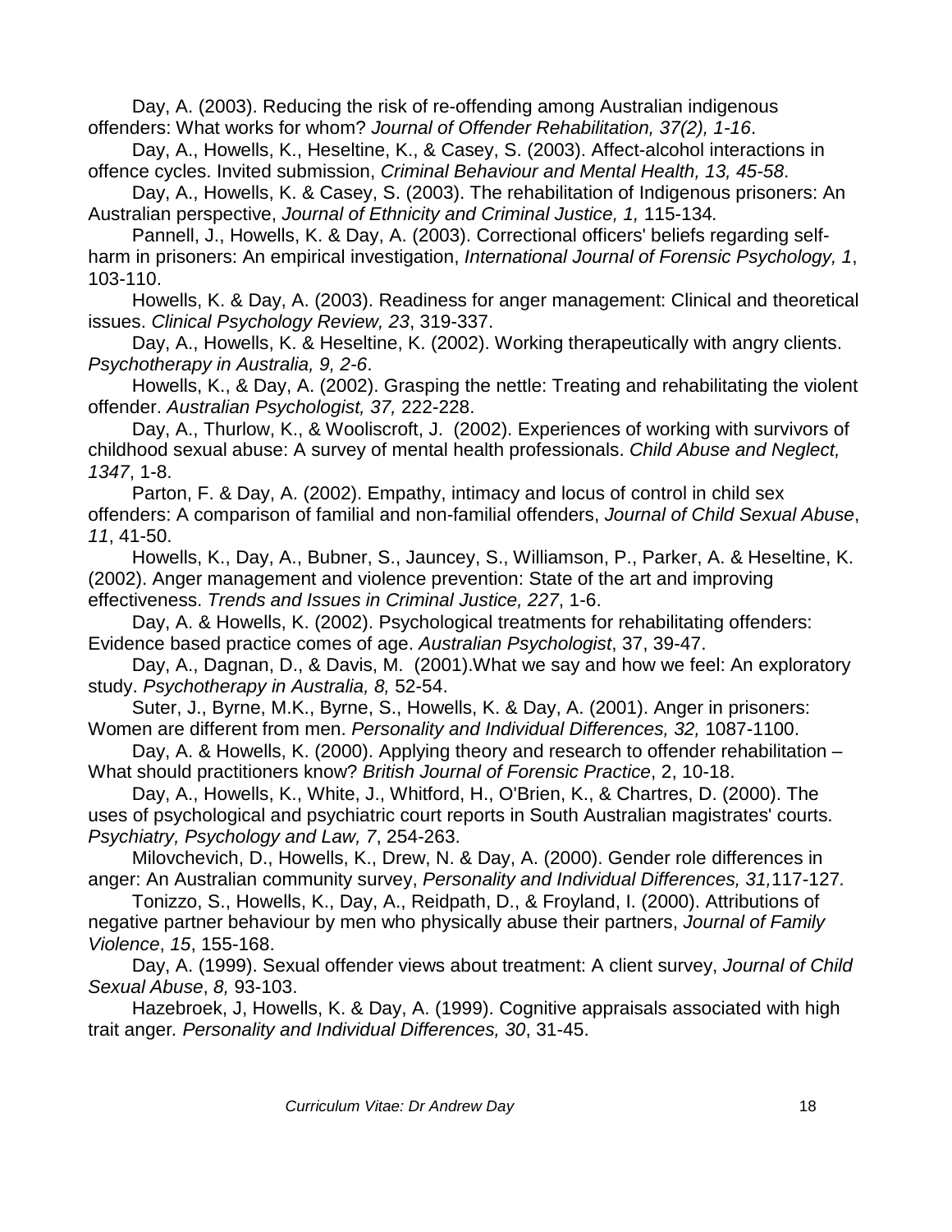Day, A. (2003). Reducing the risk of re-offending among Australian indigenous offenders: What works for whom? *Journal of Offender Rehabilitation, 37(2), 1-16*.

Day, A., Howells, K., Heseltine, K., & Casey, S. (2003). Affect-alcohol interactions in offence cycles. Invited submission, *Criminal Behaviour and Mental Health, 13, 45-58*.

Day, A., Howells, K. & Casey, S. (2003). The rehabilitation of Indigenous prisoners: An Australian perspective, *Journal of Ethnicity and Criminal Justice, 1,* 115-134*.*

Pannell, J., Howells, K. & Day, A. (2003). Correctional officers' beliefs regarding self-harm in prisoners: An empirical investigation, *International Journal of Forensic Psychology, 1*, 103-110.

Howells, K. & Day, A. (2003). Readiness for anger management: Clinical and theoretical issues. *Clinical Psychology Review, 23*, 319-337.

Day, A., Howells, K. & Heseltine, K. (2002). Working therapeutically with angry clients. *Psychotherapy in Australia, 9, 2-6*.

Howells, K., & Day, A. (2002). Grasping the nettle: Treating and rehabilitating the violent offender. *Australian Psychologist, 37,* 222-228.

Day, A., Thurlow, K., & Wooliscroft, J. (2002). Experiences of working with survivors of childhood sexual abuse: A survey of mental health professionals. *Child Abuse and Neglect, 1347*, 1-8.

Parton, F. & Day, A. (2002). Empathy, intimacy and locus of control in child sex offenders: A comparison of familial and non-familial offenders, *Journal of Child Sexual Abuse*, *11*, 41-50.

Howells, K., Day, A., Bubner, S., Jauncey, S., Williamson, P., Parker, A. & Heseltine, K. (2002). Anger management and violence prevention: State of the art and improving effectiveness. *Trends and Issues in Criminal Justice, 227*, 1-6.

Day, A. & Howells, K. (2002). Psychological treatments for rehabilitating offenders: Evidence based practice comes of age. *Australian Psychologist*, 37, 39-47.

Day, A., Dagnan, D., & Davis, M. (2001).What we say and how we feel: An exploratory study. *Psychotherapy in Australia, 8,* 52-54.

Suter, J., Byrne, M.K., Byrne, S., Howells, K. & Day, A. (2001). Anger in prisoners: Women are different from men. *Personality and Individual Differences, 32,* 1087-1100.

Day, A. & Howells, K. (2000). Applying theory and research to offender rehabilitation – What should practitioners know? *British Journal of Forensic Practice*, 2, 10-18.

Day, A., Howells, K., White, J., Whitford, H., O'Brien, K., & Chartres, D. (2000). The uses of psychological and psychiatric court reports in South Australian magistrates' courts. *Psychiatry, Psychology and Law, 7*, 254-263.

Milovchevich, D., Howells, K., Drew, N. & Day, A. (2000). Gender role differences in anger: An Australian community survey, *Personality and Individual Differences, 31,*117-127*.*

Tonizzo, S., Howells, K., Day, A., Reidpath, D., & Froyland, I. (2000). Attributions of negative partner behaviour by men who physically abuse their partners, *Journal of Family Violence*, *15*, 155-168.

Day, A. (1999). Sexual offender views about treatment: A client survey, *Journal of Child Sexual Abuse*, *8,* 93-103.

Hazebroek, J, Howells, K. & Day, A. (1999). Cognitive appraisals associated with high trait anger*. Personality and Individual Differences, 30*, 31-45.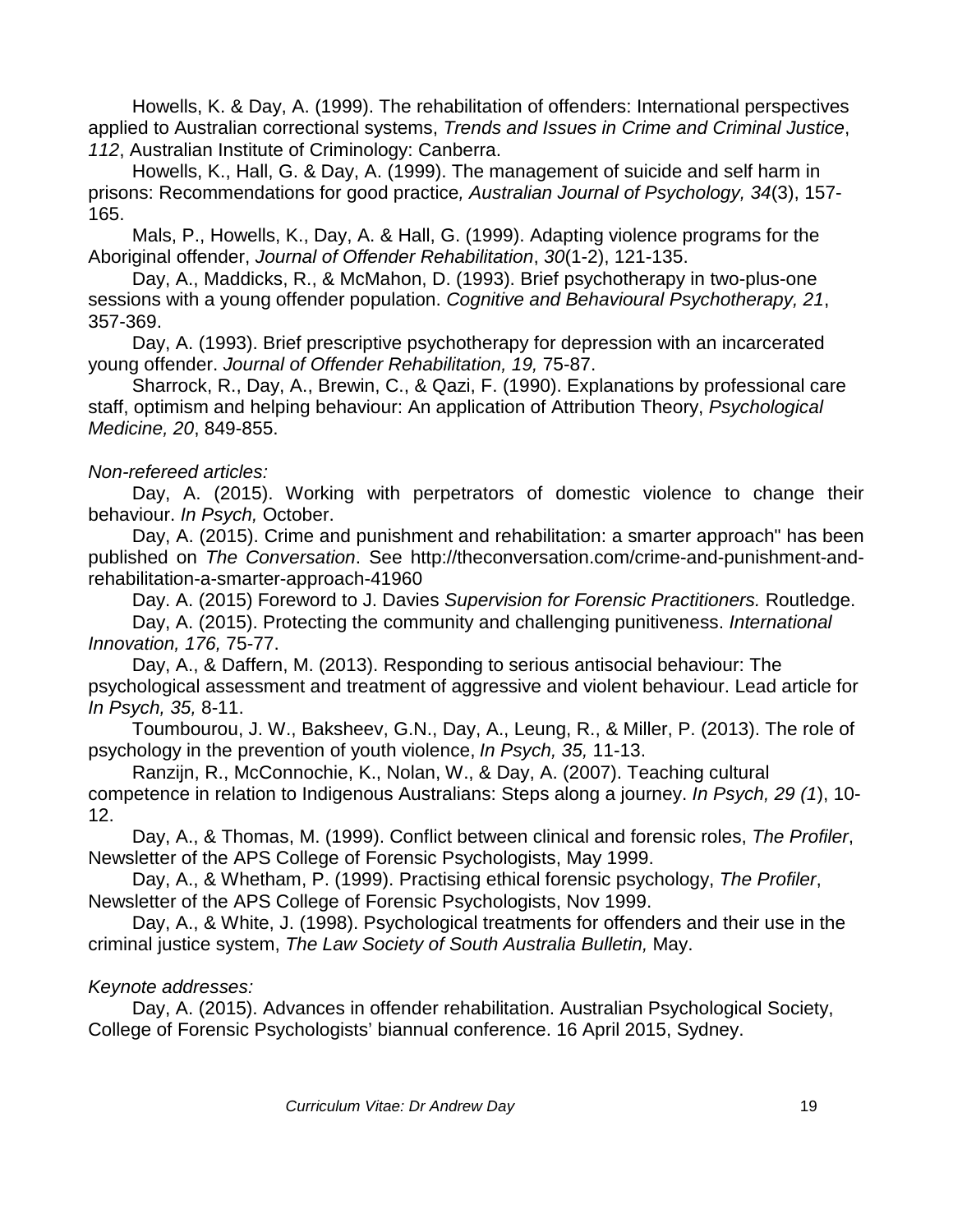Howells, K. & Day, A. (1999). The rehabilitation of offenders: International perspectives applied to Australian correctional systems, *Trends and Issues in Crime and Criminal Justice*, *112*, Australian Institute of Criminology: Canberra.

Howells, K., Hall, G. & Day, A. (1999). The management of suicide and self harm in prisons: Recommendations for good practice*, Australian Journal of Psychology, 34*(3), 157-165.

Mals, P., Howells, K., Day, A. & Hall, G. (1999). Adapting violence programs for the Aboriginal offender, *Journal of Offender Rehabilitation*, *30*(1-2), 121-135.

Day, A., Maddicks, R., & McMahon, D. (1993). Brief psychotherapy in two-plus-one sessions with a young offender population. *Cognitive and Behavioural Psychotherapy, 21*, 357-369.

Day, A. (1993). Brief prescriptive psychotherapy for depression with an incarcerated young offender. *Journal of Offender Rehabilitation, 19,* 75-87.

Sharrock, R., Day, A., Brewin, C., & Qazi, F. (1990). Explanations by professional care staff, optimism and helping behaviour: An application of Attribution Theory, *Psychological Medicine, 20*, 849-855.

*Non-refereed articles:*

Day, A. (2015). Working with perpetrators of domestic violence to change their behaviour. *In Psych,* October.

Day, A. (2015). Crime and punishment and rehabilitation: a smarter approach" has been published on *The Conversation*. See http://theconversation.com/crime-and-punishment-and-rehabilitation-a-smarter-approach-41960

Day. A. (2015) Foreword to J. Davies *Supervision for Forensic Practitioners.* Routledge.

Day, A. (2015). Protecting the community and challenging punitiveness. *International Innovation, 176,* 75-77.

Day, A., & Daffern, M. (2013). Responding to serious antisocial behaviour: The psychological assessment and treatment of aggressive and violent behaviour. Lead article for *In Psych, 35,* 8-11.

Toumbourou, J. W., Baksheev, G.N., Day, A., Leung, R., & Miller, P. (2013). The role of psychology in the prevention of youth violence, *In Psych, 35,* 11-13.

Ranzijn, R., McConnochie, K., Nolan, W., & Day, A. (2007). Teaching cultural competence in relation to Indigenous Australians: Steps along a journey. *In Psych, 29 (1*), 10-12.

Day, A., & Thomas, M. (1999). Conflict between clinical and forensic roles, *The Profiler*, Newsletter of the APS College of Forensic Psychologists, May 1999.

Day, A., & Whetham, P. (1999). Practising ethical forensic psychology, *The Profiler*, Newsletter of the APS College of Forensic Psychologists, Nov 1999.

Day, A., & White, J. (1998). Psychological treatments for offenders and their use in the criminal justice system, *The Law Society of South Australia Bulletin,* May.

*Keynote addresses:*

Day, A. (2015). Advances in offender rehabilitation. Australian Psychological Society, College of Forensic Psychologists' biannual conference. 16 April 2015, Sydney.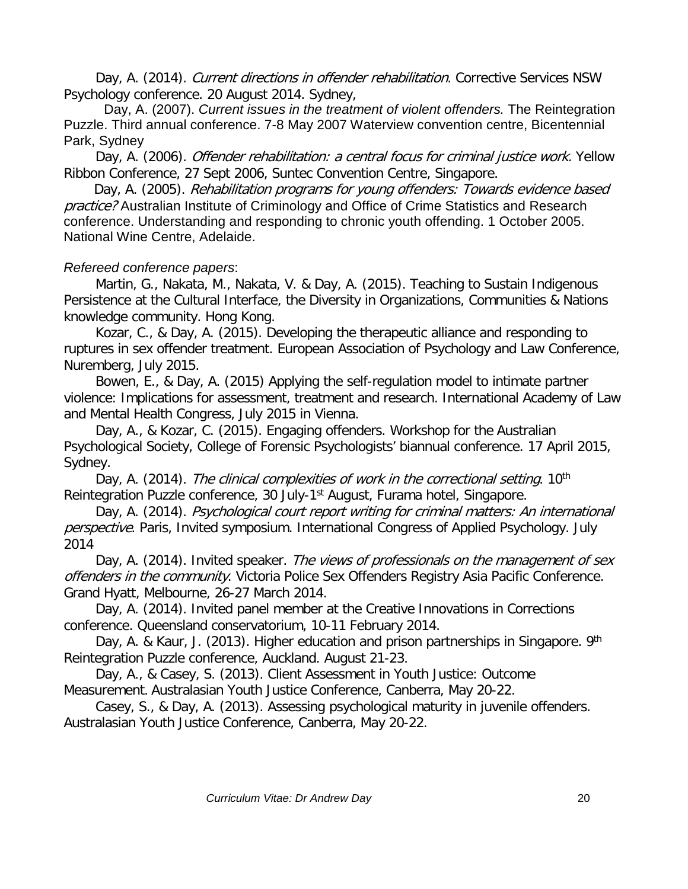Day, A. (2014). *Current directions in offender rehabilitation*. Corrective Services NSW Psychology conference. 20 August 2014. Sydney,

Day, A. (2007). *Current issues in the treatment of violent offenders.* The Reintegration Puzzle. Third annual conference. 7-8 May 2007 Waterview convention centre, Bicentennial Park, Sydney

Day, A. (2006). *Offender rehabilitation: a central focus for criminal justice work.* Yellow Ribbon Conference, 27 Sept 2006, Suntec Convention Centre, Singapore.

Day, A. (2005). *Rehabilitation programs for young offenders: Towards evidence based practice?* Australian Institute of Criminology and Office of Crime Statistics and Research conference. Understanding and responding to chronic youth offending. 1 October 2005. National Wine Centre, Adelaide.

*Refereed conference papers*:

Martin, G., Nakata, M., Nakata, V. & Day, A. (2015). Teaching to Sustain Indigenous Persistence at the Cultural Interface, the Diversity in Organizations, Communities & Nations knowledge community. Hong Kong.

Kozar, C., & Day, A. (2015). Developing the therapeutic alliance and responding to ruptures in sex offender treatment. European Association of Psychology and Law Conference, Nuremberg, July 2015.

Bowen, E., & Day, A. (2015) Applying the self-regulation model to intimate partner violence: Implications for assessment, treatment and research. International Academy of Law and Mental Health Congress, July 2015 in Vienna.

Day, A., & Kozar, C. (2015). Engaging offenders. Workshop for the Australian Psychological Society, College of Forensic Psychologists' biannual conference. 17 April 2015, Sydney.

Day, A. (2014). *The clinical complexities of work in the correctional setting*. 10th Reintegration Puzzle conference, 30 July-1st August, Furama hotel, Singapore.

Day, A. (2014). *Psychological court report writing for criminal matters: An international perspective*. Paris, Invited symposium. International Congress of Applied Psychology. July 2014

Day, A. (2014). Invited speaker. *The views of professionals on the management of sex offenders in the community*. Victoria Police Sex Offenders Registry Asia Pacific Conference. Grand Hyatt, Melbourne, 26-27 March 2014.

Day, A. (2014). Invited panel member at the Creative Innovations in Corrections conference. Queensland conservatorium, 10-11 February 2014.

Day, A. & Kaur, J. (2013). Higher education and prison partnerships in Singapore. 9th Reintegration Puzzle conference, Auckland. August 21-23.

Day, A., & Casey, S. (2013). Client Assessment in Youth Justice: Outcome Measurement. Australasian Youth Justice Conference, Canberra, May 20-22.

Casey, S., & Day, A. (2013). Assessing psychological maturity in juvenile offenders. Australasian Youth Justice Conference, Canberra, May 20-22.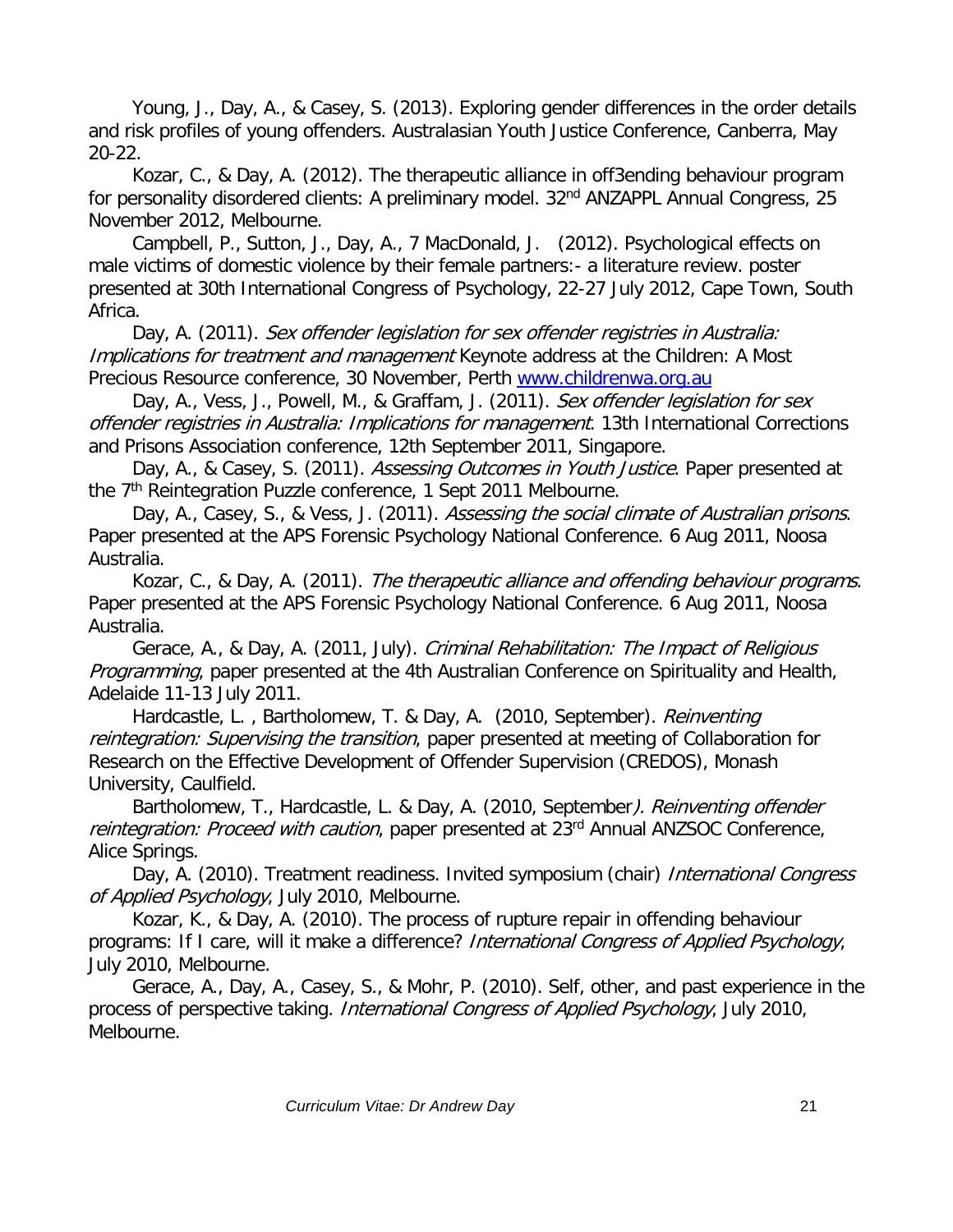Young, J., Day, A., & Casey, S. (2013). Exploring gender differences in the order details and risk profiles of young offenders. Australasian Youth Justice Conference, Canberra, May 20-22.

Kozar, C., & Day, A. (2012). The therapeutic alliance in off3ending behaviour program for personality disordered clients: A preliminary model. 32nd ANZAPPL Annual Congress, 25 November 2012, Melbourne.

Campbell, P., Sutton, J., Day, A., 7 MacDonald, J. (2012). Psychological effects on male victims of domestic violence by their female partners:- a literature review. poster presented at 30th International Congress of Psychology, 22-27 July 2012, Cape Town, South Africa.

Day, A. (2011). *Sex offender legislation for sex offender registries in Australia: Implications for treatment and management* Keynote address at the Children: A Most Precious Resource conference, 30 November, Perth [www.childrenwa.org.au](http://www.childrenwa.org.au)

Day, A., Vess, J., Powell, M., & Graffam, J. (2011). *Sex offender legislation for sex offender registries in Australia: Implications for management*. 13th International Corrections and Prisons Association conference, 12th September 2011, Singapore.

Day, A., & Casey, S. (2011). *Assessing Outcomes in Youth Justice*. Paper presented at the 7th Reintegration Puzzle conference, 1 Sept 2011 Melbourne.

Day, A., Casey, S., & Vess, J. (2011). *Assessing the social climate of Australian prisons*. Paper presented at the APS Forensic Psychology National Conference. 6 Aug 2011, Noosa Australia.

Kozar, C., & Day, A. (2011). *The therapeutic alliance and offending behaviour programs*. Paper presented at the APS Forensic Psychology National Conference. 6 Aug 2011, Noosa Australia.

Gerace, A., & Day, A. (2011, July). *Criminal Rehabilitation: The Impact of Religious Programming*, paper presented at the 4th Australian Conference on Spirituality and Health, Adelaide 11-13 July 2011.

Hardcastle, L. , Bartholomew, T. & Day, A. (2010, September). *Reinventing reintegration: Supervising the transition*, paper presented at meeting of Collaboration for Research on the Effective Development of Offender Supervision (CREDOS), Monash University, Caulfield.

Bartholomew, T., Hardcastle, L. & Day, A. (2010, September*). Reinventing offender reintegration: Proceed with caution*, paper presented at 23rd Annual ANZSOC Conference, Alice Springs.

Day, A. (2010). Treatment readiness. Invited symposium (chair) *International Congress of Applied Psychology*, July 2010, Melbourne.

Kozar, K., & Day, A. (2010). The process of rupture repair in offending behaviour programs: If I care, will it make a difference? *International Congress of Applied Psychology*, July 2010, Melbourne.

Gerace, A., Day, A., Casey, S., & Mohr, P. (2010). Self, other, and past experience in the process of perspective taking. *International Congress of Applied Psychology*, July 2010, Melbourne.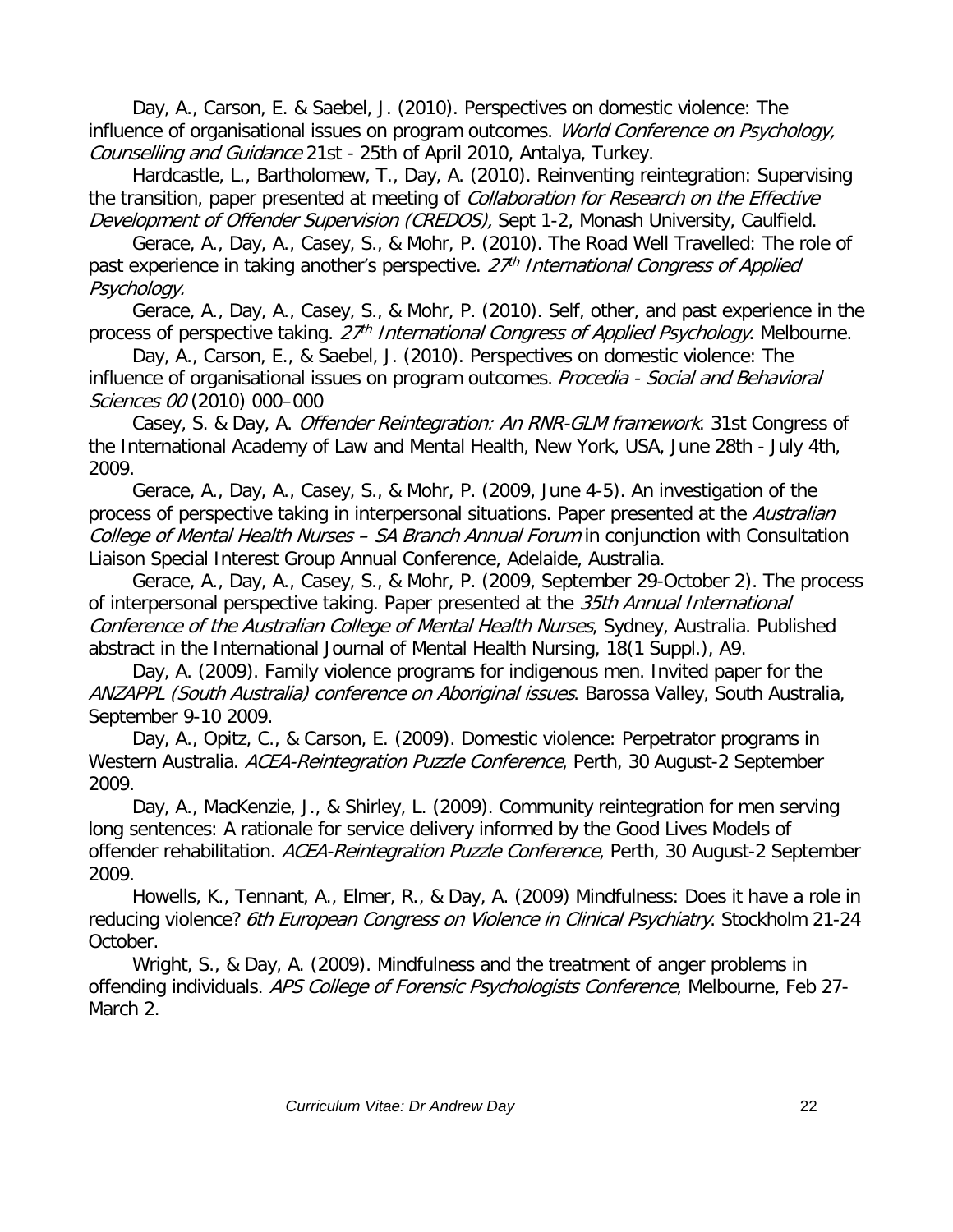Day, A., Carson, E. & Saebel, J. (2010). Perspectives on domestic violence: The influence of organisational issues on program outcomes. *World Conference on Psychology, Counselling and Guidance* 21st - 25th of April 2010, Antalya, Turkey.

Hardcastle, L., Bartholomew, T., Day, A. (2010). Reinventing reintegration: Supervising the transition, paper presented at meeting of *Collaboration for Research on the Effective Development of Offender Supervision (CREDOS),* Sept 1-2, Monash University, Caulfield.

Gerace, A., Day, A., Casey, S., & Mohr, P. (2010). The Road Well Travelled: The role of past experience in taking another's perspective. *27th International Congress of Applied Psychology.*

Gerace, A., Day, A., Casey, S., & Mohr, P. (2010). Self, other, and past experience in the process of perspective taking. *27th International Congress of Applied Psychology*. Melbourne.

Day, A., Carson, E., & Saebel, J. (2010). Perspectives on domestic violence: The influence of organisational issues on program outcomes. *Procedia - Social and Behavioral Sciences 00* (2010) 000–000

Casey, S. & Day, A. *Offender Reintegration: An RNR-GLM framework*. 31st Congress of the International Academy of Law and Mental Health, New York, USA, June 28th - July 4th, 2009.

Gerace, A., Day, A., Casey, S., & Mohr, P. (2009, June 4-5). An investigation of the process of perspective taking in interpersonal situations. Paper presented at the *Australian College of Mental Health Nurses – SA Branch Annual Forum* in conjunction with Consultation Liaison Special Interest Group Annual Conference, Adelaide, Australia.

Gerace, A., Day, A., Casey, S., & Mohr, P. (2009, September 29-October 2). The process of interpersonal perspective taking. Paper presented at the *35th Annual International Conference of the Australian College of Mental Health Nurses*, Sydney, Australia. Published abstract in the International Journal of Mental Health Nursing, 18(1 Suppl.), A9.

Day, A. (2009). Family violence programs for indigenous men. Invited paper for the *ANZAPPL (South Australia) conference on Aboriginal issues*. Barossa Valley, South Australia, September 9-10 2009.

Day, A., Opitz, C., & Carson, E. (2009). Domestic violence: Perpetrator programs in Western Australia. *ACEA-Reintegration Puzzle Conference*, Perth, 30 August-2 September 2009.

Day, A., MacKenzie, J., & Shirley, L. (2009). Community reintegration for men serving long sentences: A rationale for service delivery informed by the Good Lives Models of offender rehabilitation. *ACEA-Reintegration Puzzle Conference*, Perth, 30 August-2 September 2009.

Howells, K., Tennant, A., Elmer, R., & Day, A. (2009) Mindfulness: Does it have a role in reducing violence? *6th European Congress on Violence in Clinical Psychiatry*. Stockholm 21-24 October.

Wright, S., & Day, A. (2009). Mindfulness and the treatment of anger problems in offending individuals. *APS College of Forensic Psychologists Conference*, Melbourne, Feb 27-March 2.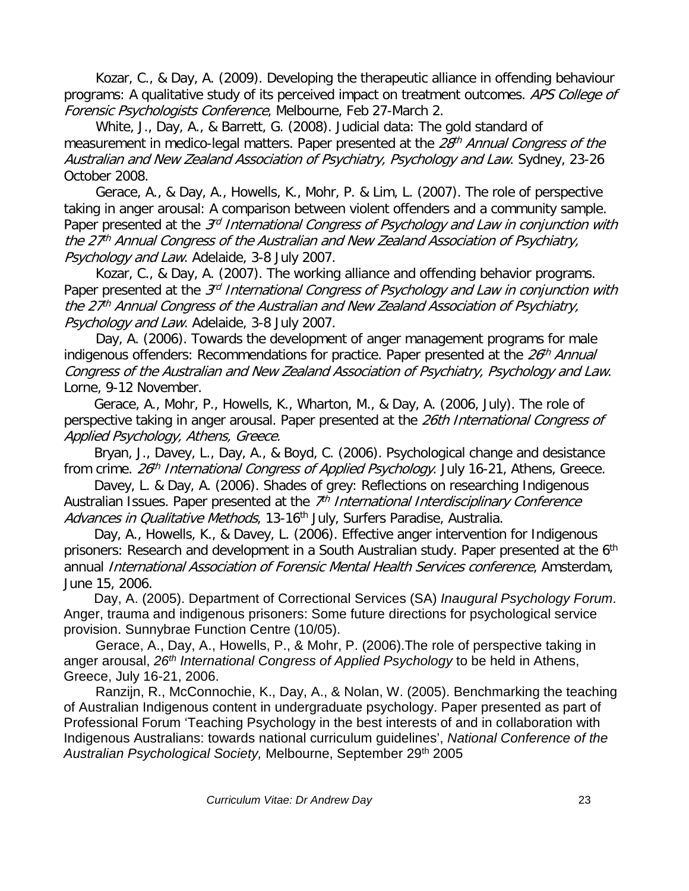Kozar, C., & Day, A. (2009). Developing the therapeutic alliance in offending behaviour programs: A qualitative study of its perceived impact on treatment outcomes. *APS College of Forensic Psychologists Conference*, Melbourne, Feb 27-March 2.

White, J., Day, A., & Barrett, G. (2008). Judicial data: The gold standard of measurement in medico-legal matters. Paper presented at the *28th Annual Congress of the Australian and New Zealand Association of Psychiatry, Psychology and Law*. Sydney, 23-26 October 2008.

Gerace, A., & Day, A., Howells, K., Mohr, P. & Lim, L. (2007). The role of perspective taking in anger arousal: A comparison between violent offenders and a community sample. Paper presented at the *3rd International Congress of Psychology and Law in conjunction with the 27th Annual Congress of the Australian and New Zealand Association of Psychiatry, Psychology and Law*. Adelaide, 3-8 July 2007.

Kozar, C., & Day, A. (2007). The working alliance and offending behavior programs. Paper presented at the *3rd International Congress of Psychology and Law in conjunction with the 27th Annual Congress of the Australian and New Zealand Association of Psychiatry, Psychology and Law*. Adelaide, 3-8 July 2007.

Day, A. (2006). Towards the development of anger management programs for male indigenous offenders: Recommendations for practice. Paper presented at the *26th Annual Congress of the Australian and New Zealand Association of Psychiatry, Psychology and Law*. Lorne, 9-12 November.

Gerace, A., Mohr, P., Howells, K., Wharton, M., & Day, A. (2006, July). The role of perspective taking in anger arousal. Paper presented at the *26th International Congress of Applied Psychology, Athens, Greece.*

Bryan, J., Davey, L., Day, A., & Boyd, C. (2006). Psychological change and desistance from crime. *26th International Congress of Applied Psychology*. July 16-21, Athens, Greece.

Davey, L. & Day, A. (2006). Shades of grey: Reflections on researching Indigenous Australian Issues. Paper presented at the *7th International Interdisciplinary Conference Advances in Qualitative Methods*, 13-16th July, Surfers Paradise, Australia.

Day, A., Howells, K., & Davey, L. (2006). Effective anger intervention for Indigenous prisoners: Research and development in a South Australian study. Paper presented at the 6th annual *International Association of Forensic Mental Health Services conference*, Amsterdam, June 15, 2006.

Day, A. (2005). Department of Correctional Services (SA) *Inaugural Psychology Forum*. Anger, trauma and indigenous prisoners: Some future directions for psychological service provision. Sunnybrae Function Centre (10/05).

Gerace, A., Day, A., Howells, P., & Mohr, P. (2006).The role of perspective taking in anger arousal, *26th International Congress of Applied Psychology* to be held in Athens, Greece, July 16-21, 2006.

Ranzijn, R., McConnochie, K., Day, A., & Nolan, W. (2005). Benchmarking the teaching of Australian Indigenous content in undergraduate psychology. Paper presented as part of Professional Forum 'Teaching Psychology in the best interests of and in collaboration with Indigenous Australians: towards national curriculum guidelines', *National Conference of the Australian Psychological Society,* Melbourne, September 29th 2005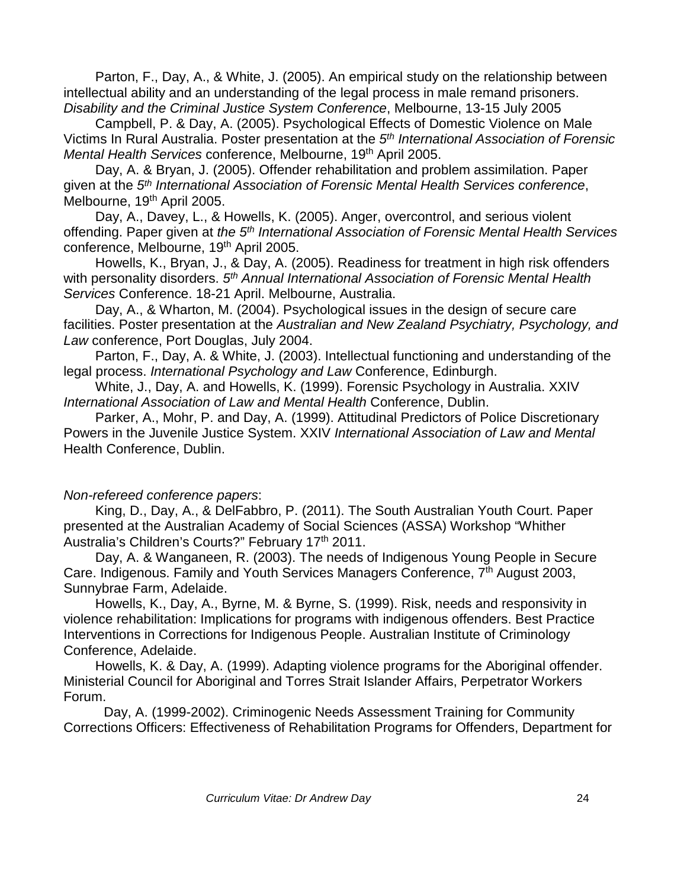Parton, F., Day, A., & White, J. (2005). An empirical study on the relationship between intellectual ability and an understanding of the legal process in male remand prisoners. *Disability and the Criminal Justice System Conference*, Melbourne, 13-15 July 2005

Campbell, P. & Day, A. (2005). Psychological Effects of Domestic Violence on Male Victims In Rural Australia. Poster presentation at the *5th International Association of Forensic Mental Health Services* conference, Melbourne, 19th April 2005.

Day, A. & Bryan, J. (2005). Offender rehabilitation and problem assimilation. Paper given at the *5th International Association of Forensic Mental Health Services conference*, Melbourne, 19th April 2005.

Day, A., Davey, L., & Howells, K. (2005). Anger, overcontrol, and serious violent offending. Paper given at *the 5th International Association of Forensic Mental Health Services* conference, Melbourne, 19th April 2005.

Howells, K., Bryan, J., & Day, A. (2005). Readiness for treatment in high risk offenders with personality disorders. *5th Annual International Association of Forensic Mental Health Services* Conference. 18-21 April. Melbourne, Australia.

Day, A., & Wharton, M. (2004). Psychological issues in the design of secure care facilities. Poster presentation at the *Australian and New Zealand Psychiatry, Psychology, and Law* conference, Port Douglas, July 2004.

Parton, F., Day, A. & White, J. (2003). Intellectual functioning and understanding of the legal process. *International Psychology and Law* Conference, Edinburgh.

White, J., Day, A. and Howells, K. (1999). Forensic Psychology in Australia. XXIV *International Association of Law and Mental Health* Conference, Dublin.

Parker, A., Mohr, P. and Day, A. (1999). Attitudinal Predictors of Police Discretionary Powers in the Juvenile Justice System. XXIV *International Association of Law and Mental* Health Conference, Dublin.

*Non-refereed conference papers*:

King, D., Day, A., & DelFabbro, P. (2011). The South Australian Youth Court. Paper presented at the Australian Academy of Social Sciences (ASSA) Workshop "Whither Australia's Children's Courts?" February 17th 2011.

Day, A. & Wanganeen, R. (2003). The needs of Indigenous Young People in Secure Care. Indigenous. Family and Youth Services Managers Conference, 7th August 2003, Sunnybrae Farm, Adelaide.

Howells, K., Day, A., Byrne, M. & Byrne, S. (1999). Risk, needs and responsivity in violence rehabilitation: Implications for programs with indigenous offenders. Best Practice Interventions in Corrections for Indigenous People. Australian Institute of Criminology Conference, Adelaide.

Howells, K. & Day, A. (1999). Adapting violence programs for the Aboriginal offender. Ministerial Council for Aboriginal and Torres Strait Islander Affairs, Perpetrator Workers Forum.

Day, A. (1999-2002). Criminogenic Needs Assessment Training for Community Corrections Officers: Effectiveness of Rehabilitation Programs for Offenders, Department for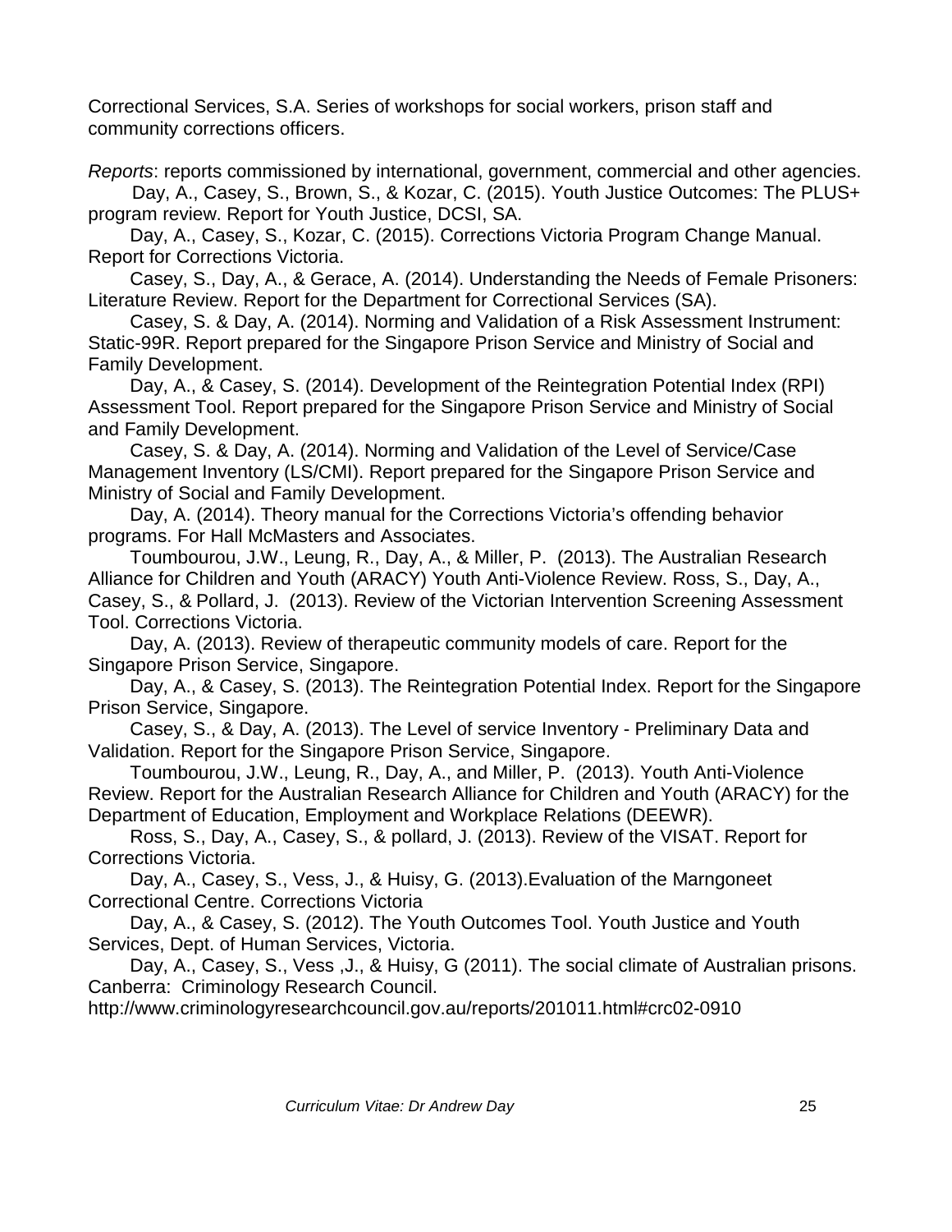Correctional Services, S.A. Series of workshops for social workers, prison staff and community corrections officers.

*Reports*: reports commissioned by international, government, commercial and other agencies.

Day, A., Casey, S., Brown, S., & Kozar, C. (2015). Youth Justice Outcomes: The PLUS+ program review. Report for Youth Justice, DCSI, SA.

Day, A., Casey, S., Kozar, C. (2015). Corrections Victoria Program Change Manual. Report for Corrections Victoria.

Casey, S., Day, A., & Gerace, A. (2014). Understanding the Needs of Female Prisoners: Literature Review. Report for the Department for Correctional Services (SA).

Casey, S. & Day, A. (2014). Norming and Validation of a Risk Assessment Instrument: Static-99R. Report prepared for the Singapore Prison Service and Ministry of Social and Family Development.

Day, A., & Casey, S. (2014). Development of the Reintegration Potential Index (RPI) Assessment Tool. Report prepared for the Singapore Prison Service and Ministry of Social and Family Development.

Casey, S. & Day, A. (2014). Norming and Validation of the Level of Service/Case Management Inventory (LS/CMI). Report prepared for the Singapore Prison Service and Ministry of Social and Family Development.

Day, A. (2014). Theory manual for the Corrections Victoria's offending behavior programs. For Hall McMasters and Associates.

Toumbourou, J.W., Leung, R., Day, A., & Miller, P. (2013). The Australian Research Alliance for Children and Youth (ARACY) Youth Anti-Violence Review. Ross, S., Day, A., Casey, S., & Pollard, J. (2013). Review of the Victorian Intervention Screening Assessment Tool. Corrections Victoria.

Day, A. (2013). Review of therapeutic community models of care. Report for the Singapore Prison Service, Singapore.

Day, A., & Casey, S. (2013). The Reintegration Potential Index. Report for the Singapore Prison Service, Singapore.

Casey, S., & Day, A. (2013). The Level of service Inventory - Preliminary Data and Validation. Report for the Singapore Prison Service, Singapore.

Toumbourou, J.W., Leung, R., Day, A., and Miller, P. (2013). Youth Anti-Violence Review. Report for the Australian Research Alliance for Children and Youth (ARACY) for the Department of Education, Employment and Workplace Relations (DEEWR).

Ross, S., Day, A., Casey, S., & pollard, J. (2013). Review of the VISAT. Report for Corrections Victoria.

Day, A., Casey, S., Vess, J., & Huisy, G. (2013).Evaluation of the Marngoneet Correctional Centre. Corrections Victoria

Day, A., & Casey, S. (2012). The Youth Outcomes Tool. Youth Justice and Youth Services, Dept. of Human Services, Victoria.

Day, A., Casey, S., Vess ,J., & Huisy, G (2011). The social climate of Australian prisons. Canberra: Criminology Research Council.
http://www.criminologyresearchcouncil.gov.au/reports/201011.html#crc02-0910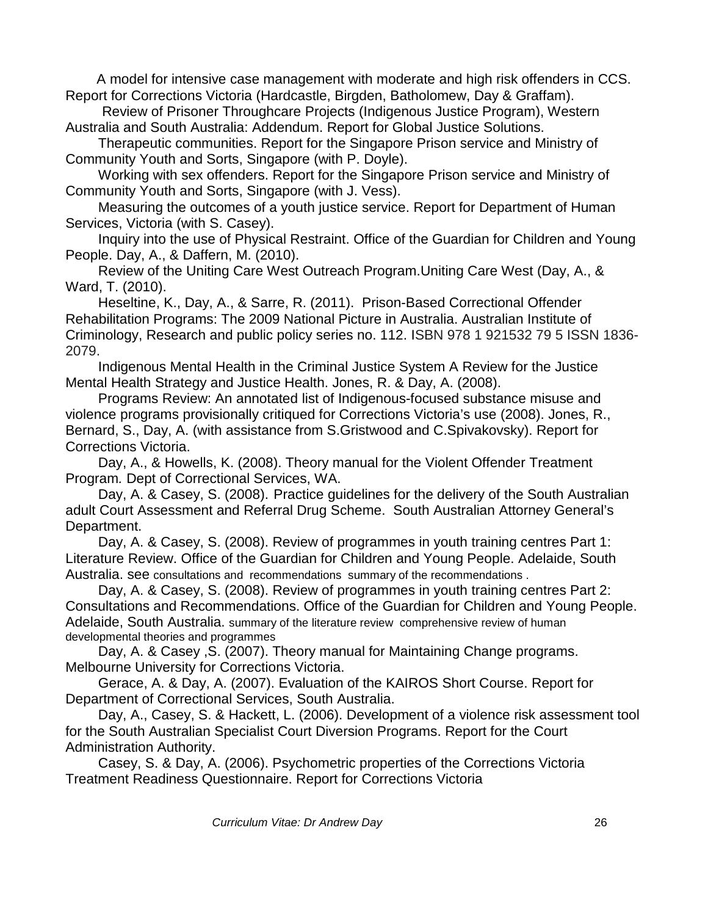A model for intensive case management with moderate and high risk offenders in CCS. Report for Corrections Victoria (Hardcastle, Birgden, Batholomew, Day & Graffam).

Review of Prisoner Throughcare Projects (Indigenous Justice Program), Western Australia and South Australia: Addendum. Report for Global Justice Solutions.

Therapeutic communities. Report for the Singapore Prison service and Ministry of Community Youth and Sorts, Singapore (with P. Doyle).

Working with sex offenders. Report for the Singapore Prison service and Ministry of Community Youth and Sorts, Singapore (with J. Vess).

Measuring the outcomes of a youth justice service. Report for Department of Human Services, Victoria (with S. Casey).

Inquiry into the use of Physical Restraint. Office of the Guardian for Children and Young People. Day, A., & Daffern, M. (2010).

Review of the Uniting Care West Outreach Program.Uniting Care West (Day, A., & Ward, T. (2010).

Heseltine, K., Day, A., & Sarre, R. (2011). Prison-Based Correctional Offender Rehabilitation Programs: The 2009 National Picture in Australia. Australian Institute of Criminology, Research and public policy series no. 112. ISBN 978 1 921532 79 5 ISSN 1836-2079.

Indigenous Mental Health in the Criminal Justice System A Review for the Justice Mental Health Strategy and Justice Health. Jones, R. & Day, A. (2008).

Programs Review: An annotated list of Indigenous-focused substance misuse and violence programs provisionally critiqued for Corrections Victoria's use (2008). Jones, R., Bernard, S., Day, A. (with assistance from S.Gristwood and C.Spivakovsky). Report for Corrections Victoria.

Day, A., & Howells, K. (2008). Theory manual for the Violent Offender Treatment Program*.* Dept of Correctional Services, WA.

Day, A. & Casey, S. (2008). Practice guidelines for the delivery of the South Australian adult Court Assessment and Referral Drug Scheme. South Australian Attorney General's Department.

Day, A. & Casey, S. (2008). Review of programmes in youth training centres Part 1: Literature Review. Office of the Guardian for Children and Young People. Adelaide, South Australia. see consultations and recommendations summary of the recommendations .

Day, A. & Casey, S. (2008). Review of programmes in youth training centres Part 2: Consultations and Recommendations. Office of the Guardian for Children and Young People. Adelaide, South Australia. summary of the literature review comprehensive review of human developmental theories and programmes

Day, A. & Casey ,S. (2007). Theory manual for Maintaining Change programs. Melbourne University for Corrections Victoria.

Gerace, A. & Day, A. (2007). Evaluation of the KAIROS Short Course. Report for Department of Correctional Services, South Australia.

Day, A., Casey, S. & Hackett, L. (2006). Development of a violence risk assessment tool for the South Australian Specialist Court Diversion Programs. Report for the Court Administration Authority.

Casey, S. & Day, A. (2006). Psychometric properties of the Corrections Victoria Treatment Readiness Questionnaire. Report for Corrections Victoria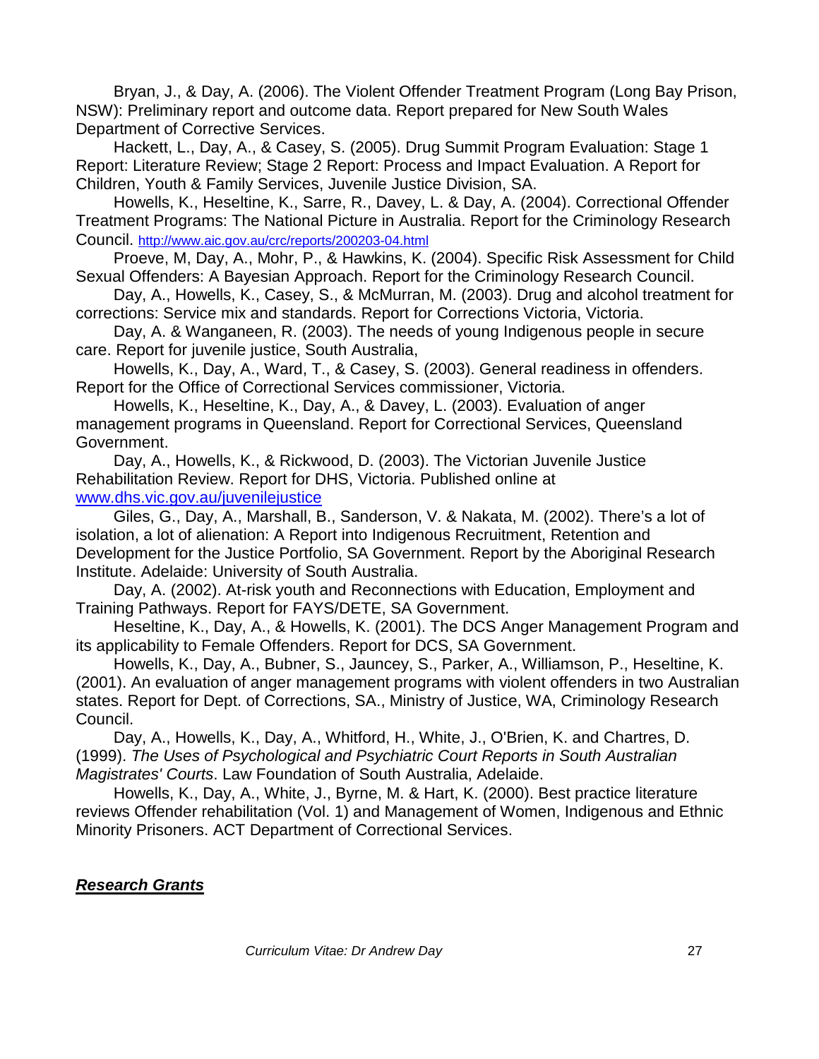Bryan, J., & Day, A. (2006). The Violent Offender Treatment Program (Long Bay Prison, NSW): Preliminary report and outcome data. Report prepared for New South Wales Department of Corrective Services.

Hackett, L., Day, A., & Casey, S. (2005). Drug Summit Program Evaluation: Stage 1 Report: Literature Review; Stage 2 Report: Process and Impact Evaluation. A Report for Children, Youth & Family Services, Juvenile Justice Division, SA.

Howells, K., Heseltine, K., Sarre, R., Davey, L. & Day, A. (2004). Correctional Offender Treatment Programs: The National Picture in Australia. Report for the Criminology Research Council. http://www.aic.gov.au/crc/reports/200203-04.html

Proeve, M, Day, A., Mohr, P., & Hawkins, K. (2004). Specific Risk Assessment for Child Sexual Offenders: A Bayesian Approach. Report for the Criminology Research Council.

Day, A., Howells, K., Casey, S., & McMurran, M. (2003). Drug and alcohol treatment for corrections: Service mix and standards. Report for Corrections Victoria, Victoria.

Day, A. & Wanganeen, R. (2003). The needs of young Indigenous people in secure care. Report for juvenile justice, South Australia,

Howells, K., Day, A., Ward, T., & Casey, S. (2003). General readiness in offenders. Report for the Office of Correctional Services commissioner, Victoria.

Howells, K., Heseltine, K., Day, A., & Davey, L. (2003). Evaluation of anger management programs in Queensland. Report for Correctional Services, Queensland Government.

Day, A., Howells, K., & Rickwood, D. (2003). The Victorian Juvenile Justice Rehabilitation Review. Report for DHS, Victoria. Published online at www.dhs.vic.gov.au/juvenilejustice

Giles, G., Day, A., Marshall, B., Sanderson, V. & Nakata, M. (2002). There's a lot of isolation, a lot of alienation: A Report into Indigenous Recruitment, Retention and Development for the Justice Portfolio, SA Government. Report by the Aboriginal Research Institute. Adelaide: University of South Australia.

Day, A. (2002). At-risk youth and Reconnections with Education, Employment and Training Pathways. Report for FAYS/DETE, SA Government.

Heseltine, K., Day, A., & Howells, K. (2001). The DCS Anger Management Program and its applicability to Female Offenders. Report for DCS, SA Government.

Howells, K., Day, A., Bubner, S., Jauncey, S., Parker, A., Williamson, P., Heseltine, K. (2001). An evaluation of anger management programs with violent offenders in two Australian states. Report for Dept. of Corrections, SA., Ministry of Justice, WA, Criminology Research Council.

Day, A., Howells, K., Day, A., Whitford, H., White, J., O'Brien, K. and Chartres, D. (1999). *The Uses of Psychological and Psychiatric Court Reports in South Australian Magistrates' Courts*. Law Foundation of South Australia, Adelaide.

Howells, K., Day, A., White, J., Byrne, M. & Hart, K. (2000). Best practice literature reviews Offender rehabilitation (Vol. 1) and Management of Women, Indigenous and Ethnic Minority Prisoners. ACT Department of Correctional Services.

***Research Grants***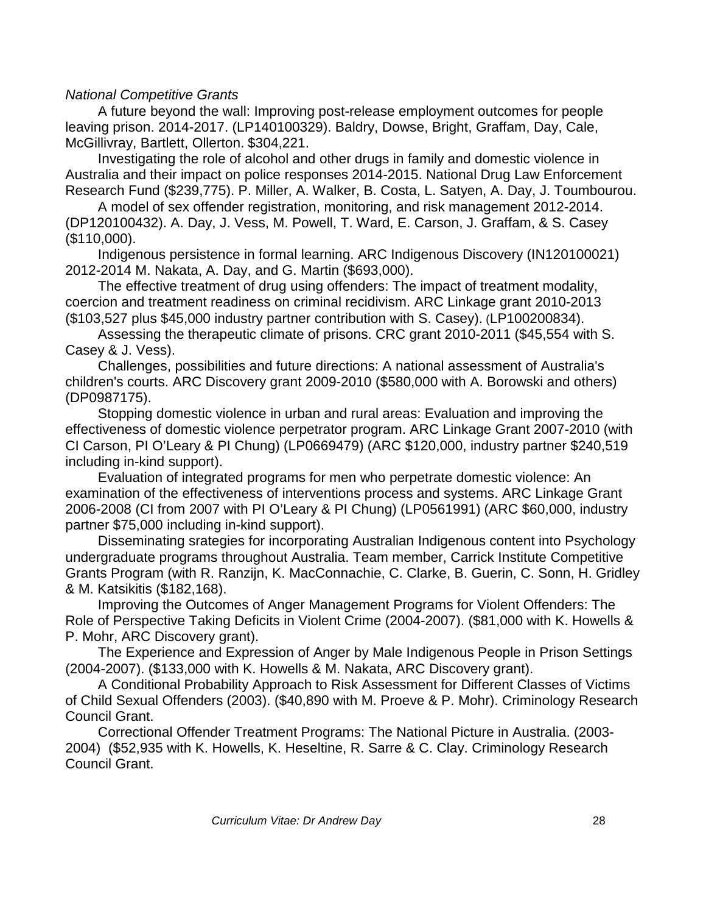*National Competitive Grants*

A future beyond the wall: Improving post-release employment outcomes for people leaving prison. 2014-2017. (LP140100329). Baldry, Dowse, Bright, Graffam, Day, Cale, McGillivray, Bartlett, Ollerton. $304,221.

Investigating the role of alcohol and other drugs in family and domestic violence in Australia and their impact on police responses 2014-2015. National Drug Law Enforcement Research Fund ($239,775). P. Miller, A. Walker, B. Costa, L. Satyen, A. Day, J. Toumbourou.

A model of sex offender registration, monitoring, and risk management 2012-2014. (DP120100432). A. Day, J. Vess, M. Powell, T. Ward, E. Carson, J. Graffam, & S. Casey ($110,000).

Indigenous persistence in formal learning. ARC Indigenous Discovery (IN120100021) 2012-2014 M. Nakata, A. Day, and G. Martin ($693,000).

The effective treatment of drug using offenders: The impact of treatment modality, coercion and treatment readiness on criminal recidivism. ARC Linkage grant 2010-2013 ($103,527 plus $45,000 industry partner contribution with S. Casey). (LP100200834).

Assessing the therapeutic climate of prisons. CRC grant 2010-2011 ($45,554 with S. Casey & J. Vess).

Challenges, possibilities and future directions: A national assessment of Australia's children's courts. ARC Discovery grant 2009-2010 ($580,000 with A. Borowski and others) (DP0987175).

Stopping domestic violence in urban and rural areas: Evaluation and improving the effectiveness of domestic violence perpetrator program. ARC Linkage Grant 2007-2010 (with CI Carson, PI O'Leary & PI Chung) (LP0669479) (ARC $120,000, industry partner $240,519 including in-kind support).

Evaluation of integrated programs for men who perpetrate domestic violence: An examination of the effectiveness of interventions process and systems. ARC Linkage Grant 2006-2008 (CI from 2007 with PI O'Leary & PI Chung) (LP0561991) (ARC $60,000, industry partner $75,000 including in-kind support).

Disseminating srategies for incorporating Australian Indigenous content into Psychology undergraduate programs throughout Australia. Team member, Carrick Institute Competitive Grants Program (with R. Ranzijn, K. MacConnachie, C. Clarke, B. Guerin, C. Sonn, H. Gridley & M. Katsikitis ($182,168).

Improving the Outcomes of Anger Management Programs for Violent Offenders: The Role of Perspective Taking Deficits in Violent Crime (2004-2007). ($81,000 with K. Howells & P. Mohr, ARC Discovery grant).

The Experience and Expression of Anger by Male Indigenous People in Prison Settings (2004-2007). ($133,000 with K. Howells & M. Nakata, ARC Discovery grant).

A Conditional Probability Approach to Risk Assessment for Different Classes of Victims of Child Sexual Offenders (2003). ($40,890 with M. Proeve & P. Mohr). Criminology Research Council Grant.

Correctional Offender Treatment Programs: The National Picture in Australia. (2003-2004) ($52,935 with K. Howells, K. Heseltine, R. Sarre & C. Clay. Criminology Research Council Grant.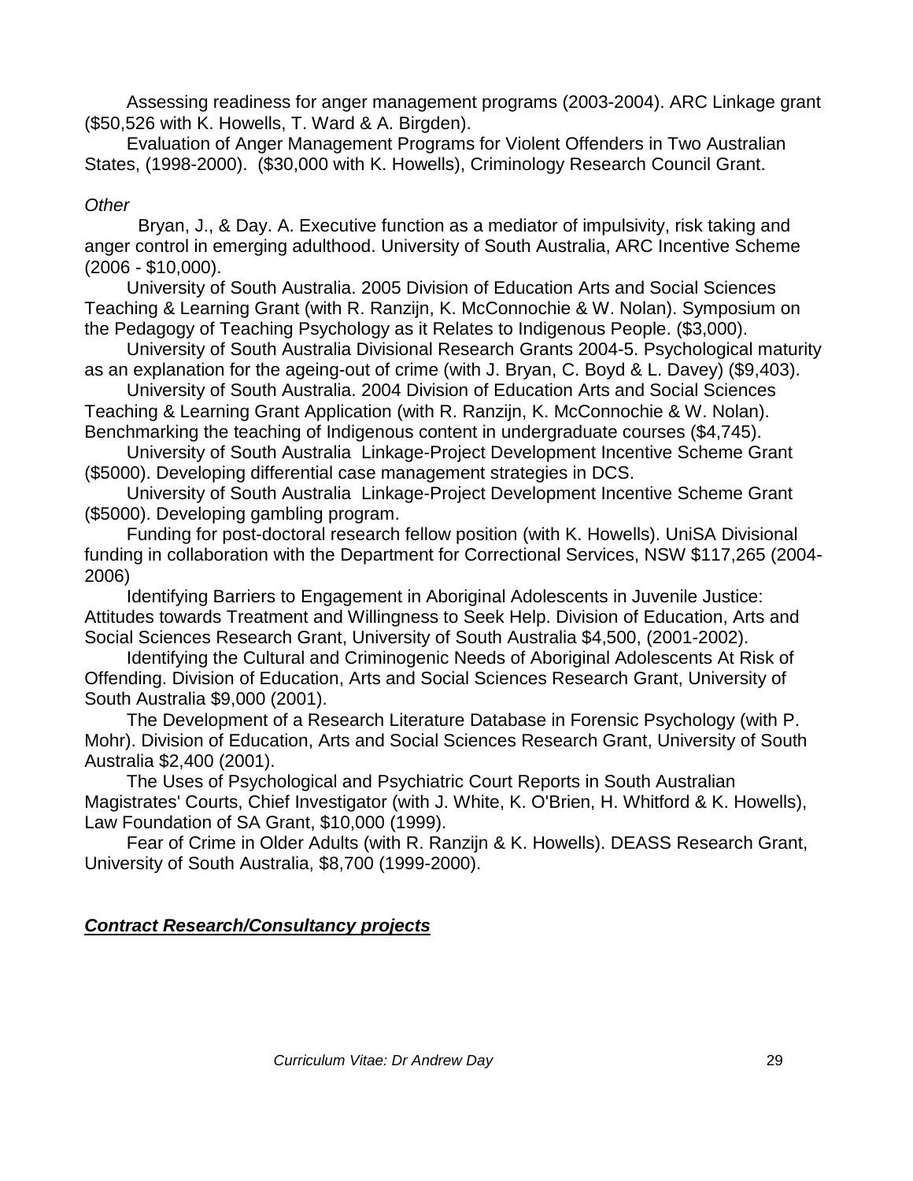Assessing readiness for anger management programs (2003-2004). ARC Linkage grant ($50,526 with K. Howells, T. Ward & A. Birgden).

Evaluation of Anger Management Programs for Violent Offenders in Two Australian States, (1998-2000). ($30,000 with K. Howells), Criminology Research Council Grant.

*Other*

Bryan, J., & Day. A. Executive function as a mediator of impulsivity, risk taking and anger control in emerging adulthood. University of South Australia, ARC Incentive Scheme (2006 - $10,000).

University of South Australia. 2005 Division of Education Arts and Social Sciences Teaching & Learning Grant (with R. Ranzijn, K. McConnochie & W. Nolan). Symposium on the Pedagogy of Teaching Psychology as it Relates to Indigenous People. ($3,000).

University of South Australia Divisional Research Grants 2004-5. Psychological maturity as an explanation for the ageing-out of crime (with J. Bryan, C. Boyd & L. Davey) ($9,403).

University of South Australia. 2004 Division of Education Arts and Social Sciences Teaching & Learning Grant Application (with R. Ranzijn, K. McConnochie & W. Nolan). Benchmarking the teaching of Indigenous content in undergraduate courses ($4,745).

University of South Australia Linkage-Project Development Incentive Scheme Grant ($5000). Developing differential case management strategies in DCS.

University of South Australia Linkage-Project Development Incentive Scheme Grant ($5000). Developing gambling program.

Funding for post-doctoral research fellow position (with K. Howells). UniSA Divisional funding in collaboration with the Department for Correctional Services, NSW $117,265 (2004-2006)

Identifying Barriers to Engagement in Aboriginal Adolescents in Juvenile Justice: Attitudes towards Treatment and Willingness to Seek Help. Division of Education, Arts and Social Sciences Research Grant, University of South Australia $4,500, (2001-2002).

Identifying the Cultural and Criminogenic Needs of Aboriginal Adolescents At Risk of Offending. Division of Education, Arts and Social Sciences Research Grant, University of South Australia $9,000 (2001).

The Development of a Research Literature Database in Forensic Psychology (with P. Mohr). Division of Education, Arts and Social Sciences Research Grant, University of South Australia $2,400 (2001).

The Uses of Psychological and Psychiatric Court Reports in South Australian Magistrates' Courts, Chief Investigator (with J. White, K. O'Brien, H. Whitford & K. Howells), Law Foundation of SA Grant, $10,000 (1999).

Fear of Crime in Older Adults (with R. Ranzijn & K. Howells). DEASS Research Grant, University of South Australia, $8,700 (1999-2000).

***Contract Research/Consultancy projects***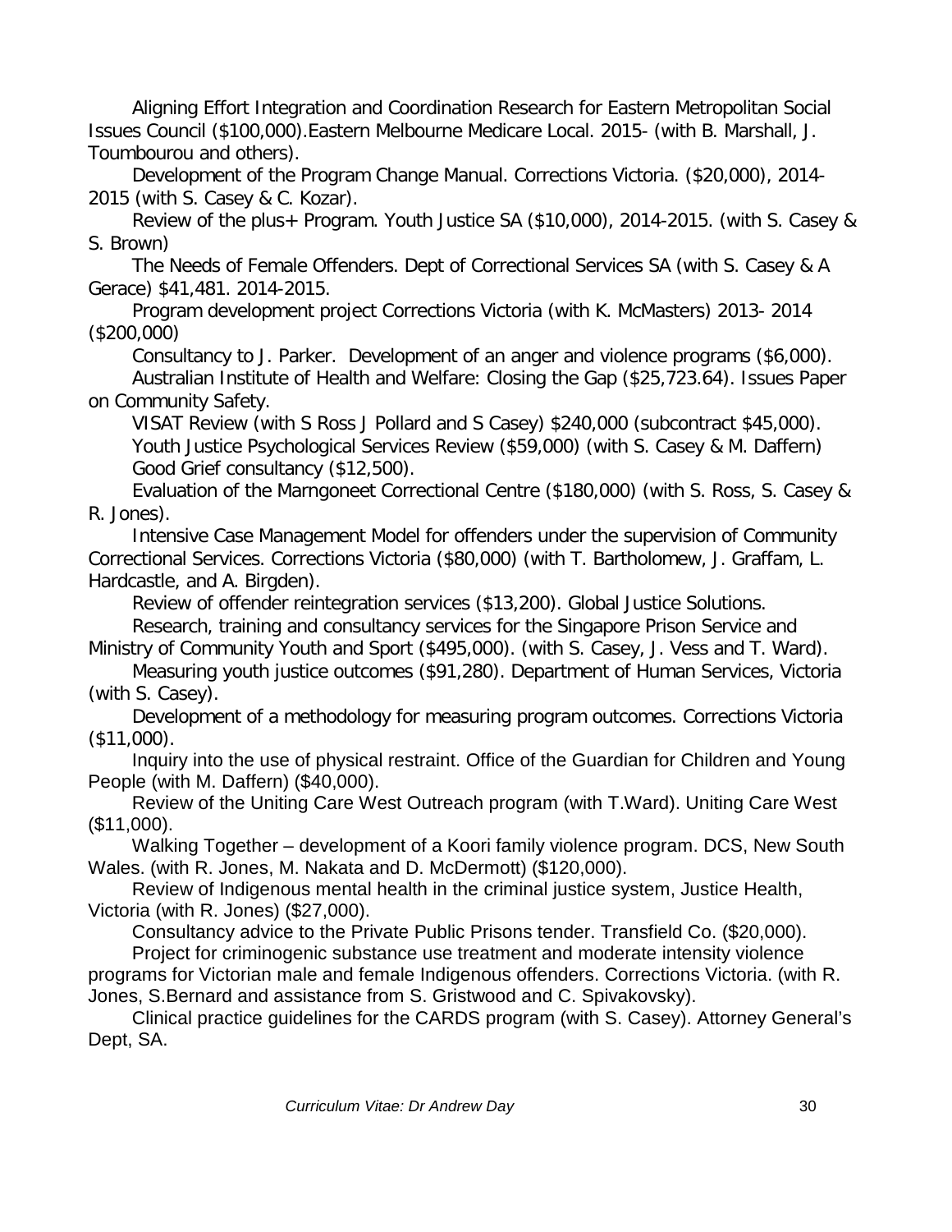Aligning Effort Integration and Coordination Research for Eastern Metropolitan Social Issues Council ($100,000).Eastern Melbourne Medicare Local. 2015- (with B. Marshall, J. Toumbourou and others).

Development of the Program Change Manual. Corrections Victoria. ($20,000), 2014-2015 (with S. Casey & C. Kozar).

Review of the plus+ Program. Youth Justice SA ($10,000), 2014-2015. (with S. Casey & S. Brown)

The Needs of Female Offenders. Dept of Correctional Services SA (with S. Casey & A Gerace) $41,481. 2014-2015.

Program development project Corrections Victoria (with K. McMasters) 2013- 2014 ($200,000)

Consultancy to J. Parker. Development of an anger and violence programs ($6,000).

Australian Institute of Health and Welfare: Closing the Gap ($25,723.64). Issues Paper on Community Safety.

VISAT Review (with S Ross J Pollard and S Casey) $240,000 (subcontract $45,000).

Youth Justice Psychological Services Review ($59,000) (with S. Casey & M. Daffern)

Good Grief consultancy ($12,500).

Evaluation of the Marngoneet Correctional Centre ($180,000) (with S. Ross, S. Casey & R. Jones).

Intensive Case Management Model for offenders under the supervision of Community Correctional Services. Corrections Victoria ($80,000) (with T. Bartholomew, J. Graffam, L. Hardcastle, and A. Birgden).

Review of offender reintegration services ($13,200). Global Justice Solutions.

Research, training and consultancy services for the Singapore Prison Service and Ministry of Community Youth and Sport ($495,000). (with S. Casey, J. Vess and T. Ward).

Measuring youth justice outcomes ($91,280). Department of Human Services, Victoria (with S. Casey).

Development of a methodology for measuring program outcomes. Corrections Victoria ($11,000).

Inquiry into the use of physical restraint. Office of the Guardian for Children and Young People (with M. Daffern) ($40,000).

Review of the Uniting Care West Outreach program (with T.Ward). Uniting Care West ($11,000).

Walking Together – development of a Koori family violence program. DCS, New South Wales. (with R. Jones, M. Nakata and D. McDermott) ($120,000).

Review of Indigenous mental health in the criminal justice system, Justice Health, Victoria (with R. Jones) ($27,000).

Consultancy advice to the Private Public Prisons tender. Transfield Co. ($20,000).

Project for criminogenic substance use treatment and moderate intensity violence programs for Victorian male and female Indigenous offenders. Corrections Victoria. (with R. Jones, S.Bernard and assistance from S. Gristwood and C. Spivakovsky).

Clinical practice guidelines for the CARDS program (with S. Casey). Attorney General's Dept, SA.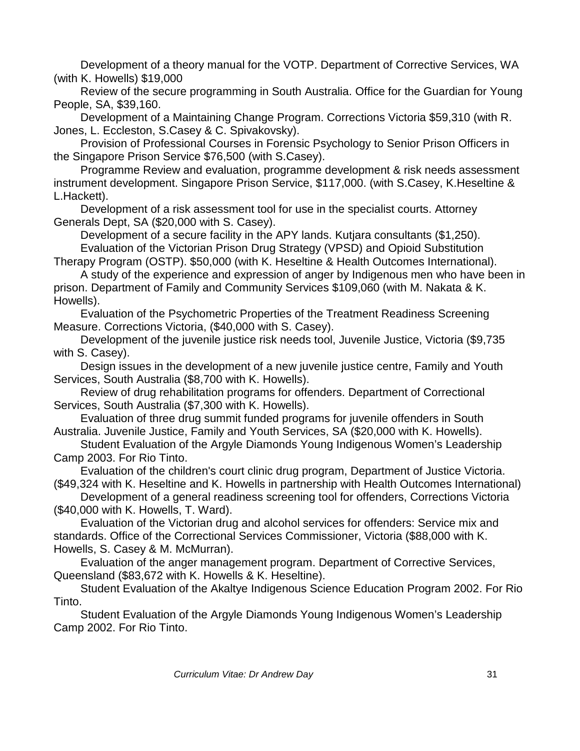Development of a theory manual for the VOTP. Department of Corrective Services, WA (with K. Howells) $19,000

Review of the secure programming in South Australia. Office for the Guardian for Young People, SA, $39,160.

Development of a Maintaining Change Program. Corrections Victoria $59,310 (with R. Jones, L. Eccleston, S.Casey & C. Spivakovsky).

Provision of Professional Courses in Forensic Psychology to Senior Prison Officers in the Singapore Prison Service $76,500 (with S.Casey).

Programme Review and evaluation, programme development & risk needs assessment instrument development. Singapore Prison Service, $117,000. (with S.Casey, K.Heseltine & L.Hackett).

Development of a risk assessment tool for use in the specialist courts. Attorney Generals Dept, SA ($20,000 with S. Casey).

Development of a secure facility in the APY lands. Kutjara consultants ($1,250).

Evaluation of the Victorian Prison Drug Strategy (VPSD) and Opioid Substitution Therapy Program (OSTP). $50,000 (with K. Heseltine & Health Outcomes International).

A study of the experience and expression of anger by Indigenous men who have been in prison. Department of Family and Community Services $109,060 (with M. Nakata & K. Howells).

Evaluation of the Psychometric Properties of the Treatment Readiness Screening Measure. Corrections Victoria, ($40,000 with S. Casey).

Development of the juvenile justice risk needs tool, Juvenile Justice, Victoria ($9,735 with S. Casey).

Design issues in the development of a new juvenile justice centre, Family and Youth Services, South Australia ($8,700 with K. Howells).

Review of drug rehabilitation programs for offenders. Department of Correctional Services, South Australia ($7,300 with K. Howells).

Evaluation of three drug summit funded programs for juvenile offenders in South Australia. Juvenile Justice, Family and Youth Services, SA ($20,000 with K. Howells).

Student Evaluation of the Argyle Diamonds Young Indigenous Women's Leadership Camp 2003. For Rio Tinto.

Evaluation of the children's court clinic drug program, Department of Justice Victoria. ($49,324 with K. Heseltine and K. Howells in partnership with Health Outcomes International)

Development of a general readiness screening tool for offenders, Corrections Victoria ($40,000 with K. Howells, T. Ward).

Evaluation of the Victorian drug and alcohol services for offenders: Service mix and standards. Office of the Correctional Services Commissioner, Victoria ($88,000 with K. Howells, S. Casey & M. McMurran).

Evaluation of the anger management program. Department of Corrective Services, Queensland ($83,672 with K. Howells & K. Heseltine).

Student Evaluation of the Akaltye Indigenous Science Education Program 2002. For Rio Tinto.

Student Evaluation of the Argyle Diamonds Young Indigenous Women's Leadership Camp 2002. For Rio Tinto.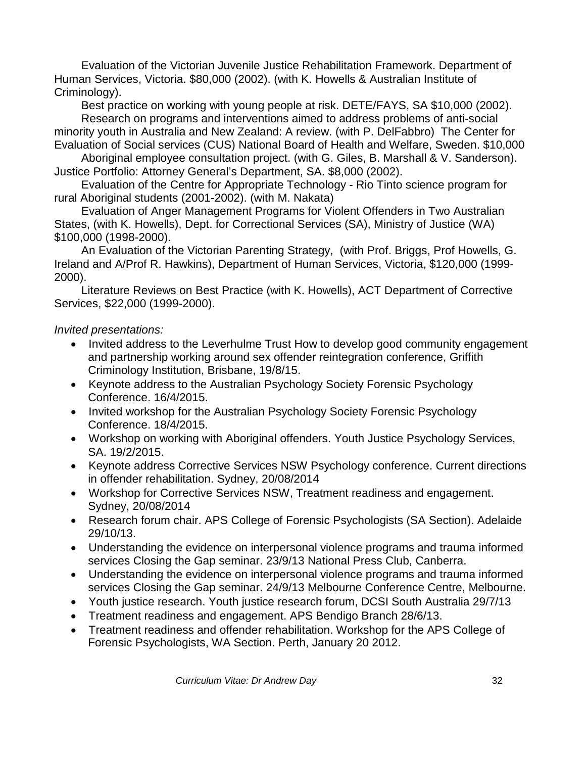Evaluation of the Victorian Juvenile Justice Rehabilitation Framework. Department of Human Services, Victoria. $80,000 (2002). (with K. Howells & Australian Institute of Criminology).

Best practice on working with young people at risk. DETE/FAYS, SA $10,000 (2002).

Research on programs and interventions aimed to address problems of anti-social minority youth in Australia and New Zealand: A review. (with P. DelFabbro) The Center for Evaluation of Social services (CUS) National Board of Health and Welfare, Sweden. $10,000

Aboriginal employee consultation project. (with G. Giles, B. Marshall & V. Sanderson). Justice Portfolio: Attorney General's Department, SA. $8,000 (2002).

Evaluation of the Centre for Appropriate Technology - Rio Tinto science program for rural Aboriginal students (2001-2002). (with M. Nakata)

Evaluation of Anger Management Programs for Violent Offenders in Two Australian States, (with K. Howells), Dept. for Correctional Services (SA), Ministry of Justice (WA) $100,000 (1998-2000).

An Evaluation of the Victorian Parenting Strategy, (with Prof. Briggs, Prof Howells, G. Ireland and A/Prof R. Hawkins), Department of Human Services, Victoria, $120,000 (1999-2000).

Literature Reviews on Best Practice (with K. Howells), ACT Department of Corrective Services, $22,000 (1999-2000).

*Invited presentations:*

- Invited address to the Leverhulme Trust How to develop good community engagement and partnership working around sex offender reintegration conference, Griffith Criminology Institution, Brisbane, 19/8/15.
- Keynote address to the Australian Psychology Society Forensic Psychology Conference. 16/4/2015.
- Invited workshop for the Australian Psychology Society Forensic Psychology Conference. 18/4/2015.
- Workshop on working with Aboriginal offenders. Youth Justice Psychology Services, SA. 19/2/2015.
- Keynote address Corrective Services NSW Psychology conference. Current directions in offender rehabilitation. Sydney, 20/08/2014
- Workshop for Corrective Services NSW, Treatment readiness and engagement. Sydney, 20/08/2014
- Research forum chair. APS College of Forensic Psychologists (SA Section). Adelaide 29/10/13.
- Understanding the evidence on interpersonal violence programs and trauma informed services Closing the Gap seminar. 23/9/13 National Press Club, Canberra.
- Understanding the evidence on interpersonal violence programs and trauma informed services Closing the Gap seminar. 24/9/13 Melbourne Conference Centre, Melbourne.
- Youth justice research. Youth justice research forum, DCSI South Australia 29/7/13
- Treatment readiness and engagement. APS Bendigo Branch 28/6/13.
- Treatment readiness and offender rehabilitation. Workshop for the APS College of Forensic Psychologists, WA Section. Perth, January 20 2012.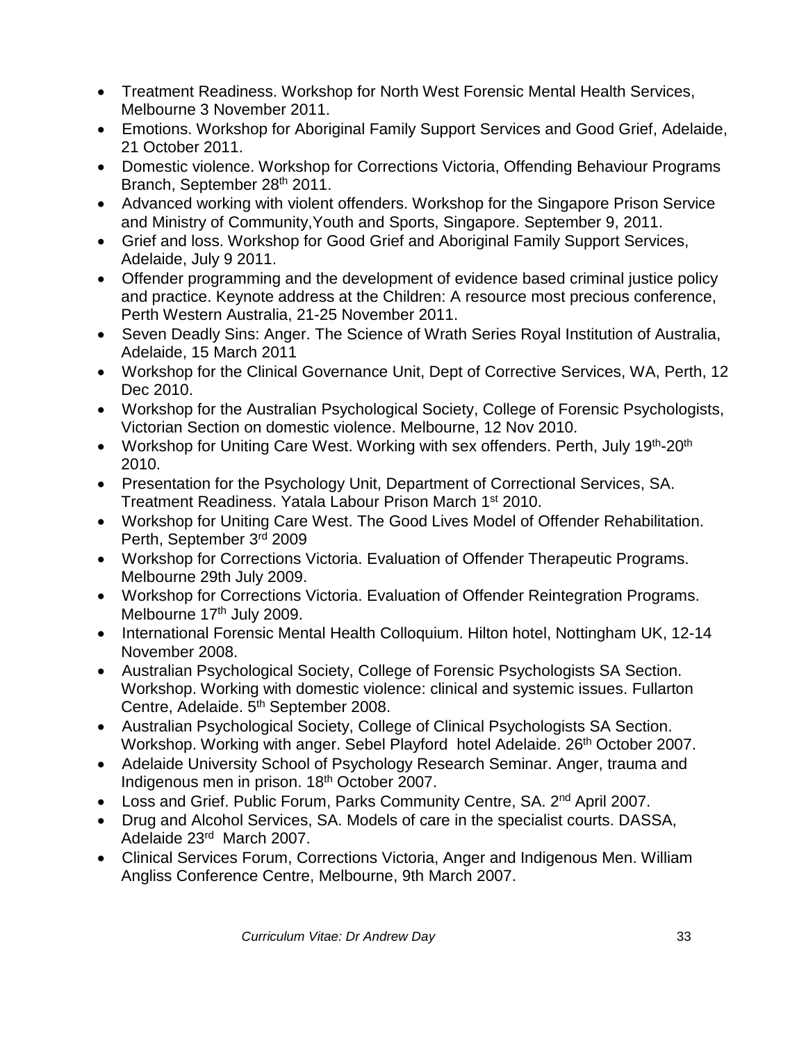- Treatment Readiness. Workshop for North West Forensic Mental Health Services, Melbourne 3 November 2011.
- Emotions. Workshop for Aboriginal Family Support Services and Good Grief, Adelaide, 21 October 2011.
- Domestic violence. Workshop for Corrections Victoria, Offending Behaviour Programs Branch, September 28th 2011.
- Advanced working with violent offenders. Workshop for the Singapore Prison Service and Ministry of Community,Youth and Sports, Singapore. September 9, 2011.
- Grief and loss. Workshop for Good Grief and Aboriginal Family Support Services, Adelaide, July 9 2011.
- Offender programming and the development of evidence based criminal justice policy and practice. Keynote address at the Children: A resource most precious conference, Perth Western Australia, 21-25 November 2011.
- Seven Deadly Sins: Anger. The Science of Wrath Series Royal Institution of Australia, Adelaide, 15 March 2011
- Workshop for the Clinical Governance Unit, Dept of Corrective Services, WA, Perth, 12 Dec 2010.
- Workshop for the Australian Psychological Society, College of Forensic Psychologists, Victorian Section on domestic violence. Melbourne, 12 Nov 2010.
- Workshop for Uniting Care West. Working with sex offenders. Perth, July 19th-20th 2010.
- Presentation for the Psychology Unit, Department of Correctional Services, SA. Treatment Readiness. Yatala Labour Prison March 1st 2010.
- Workshop for Uniting Care West. The Good Lives Model of Offender Rehabilitation. Perth, September 3rd 2009
- Workshop for Corrections Victoria. Evaluation of Offender Therapeutic Programs. Melbourne 29th July 2009.
- Workshop for Corrections Victoria. Evaluation of Offender Reintegration Programs. Melbourne 17th July 2009.
- International Forensic Mental Health Colloquium. Hilton hotel, Nottingham UK, 12-14 November 2008.
- Australian Psychological Society, College of Forensic Psychologists SA Section. Workshop. Working with domestic violence: clinical and systemic issues. Fullarton Centre, Adelaide. 5th September 2008.
- Australian Psychological Society, College of Clinical Psychologists SA Section. Workshop. Working with anger. Sebel Playford hotel Adelaide. 26th October 2007.
- Adelaide University School of Psychology Research Seminar. Anger, trauma and Indigenous men in prison. 18th October 2007.
- Loss and Grief. Public Forum, Parks Community Centre, SA. 2nd April 2007.
- Drug and Alcohol Services, SA. Models of care in the specialist courts. DASSA, Adelaide 23rd March 2007.
- Clinical Services Forum, Corrections Victoria, Anger and Indigenous Men. William Angliss Conference Centre, Melbourne, 9th March 2007.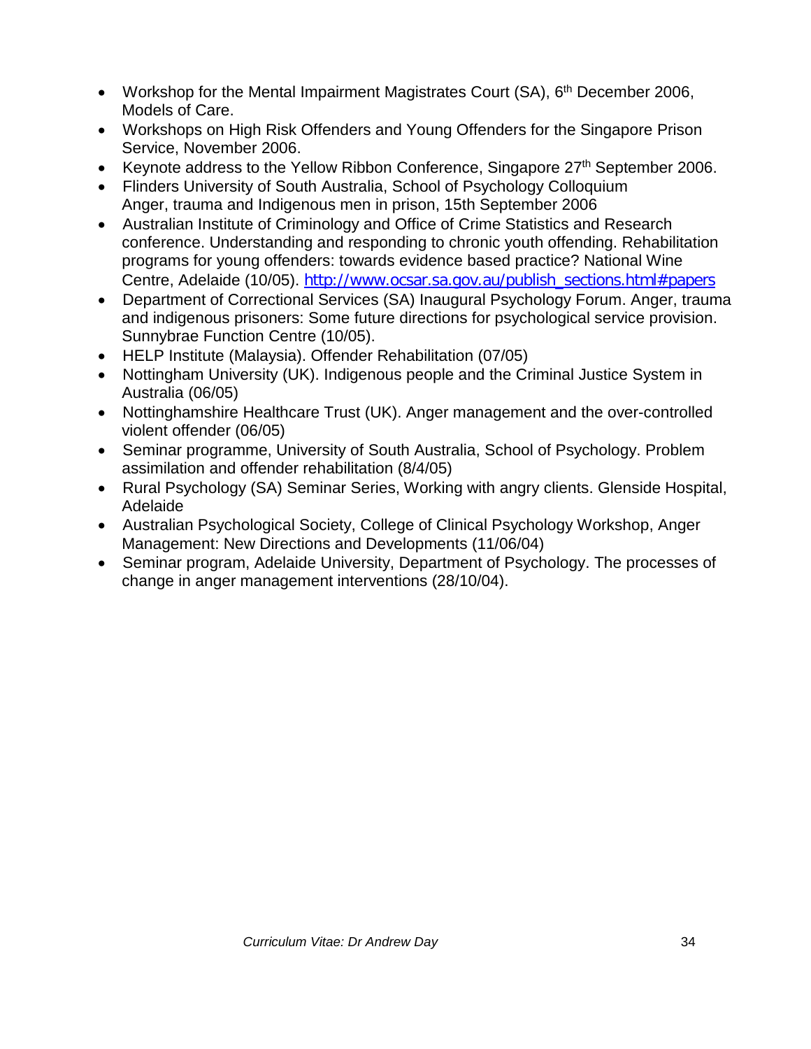- Workshop for the Mental Impairment Magistrates Court (SA), 6th December 2006, Models of Care.
- Workshops on High Risk Offenders and Young Offenders for the Singapore Prison Service, November 2006.
- Keynote address to the Yellow Ribbon Conference, Singapore 27th September 2006.
- Flinders University of South Australia, School of Psychology Colloquium Anger, trauma and Indigenous men in prison, 15th September 2006
- Australian Institute of Criminology and Office of Crime Statistics and Research conference. Understanding and responding to chronic youth offending. Rehabilitation programs for young offenders: towards evidence based practice? National Wine Centre, Adelaide (10/05). http://www.ocsar.sa.gov.au/publish_sections.html#papers
- Department of Correctional Services (SA) Inaugural Psychology Forum. Anger, trauma and indigenous prisoners: Some future directions for psychological service provision. Sunnybrae Function Centre (10/05).
- HELP Institute (Malaysia). Offender Rehabilitation (07/05)
- Nottingham University (UK). Indigenous people and the Criminal Justice System in Australia (06/05)
- Nottinghamshire Healthcare Trust (UK). Anger management and the over-controlled violent offender (06/05)
- Seminar programme, University of South Australia, School of Psychology. Problem assimilation and offender rehabilitation (8/4/05)
- Rural Psychology (SA) Seminar Series, Working with angry clients. Glenside Hospital, Adelaide
- Australian Psychological Society, College of Clinical Psychology Workshop, Anger Management: New Directions and Developments (11/06/04)
- Seminar program, Adelaide University, Department of Psychology. The processes of change in anger management interventions (28/10/04).